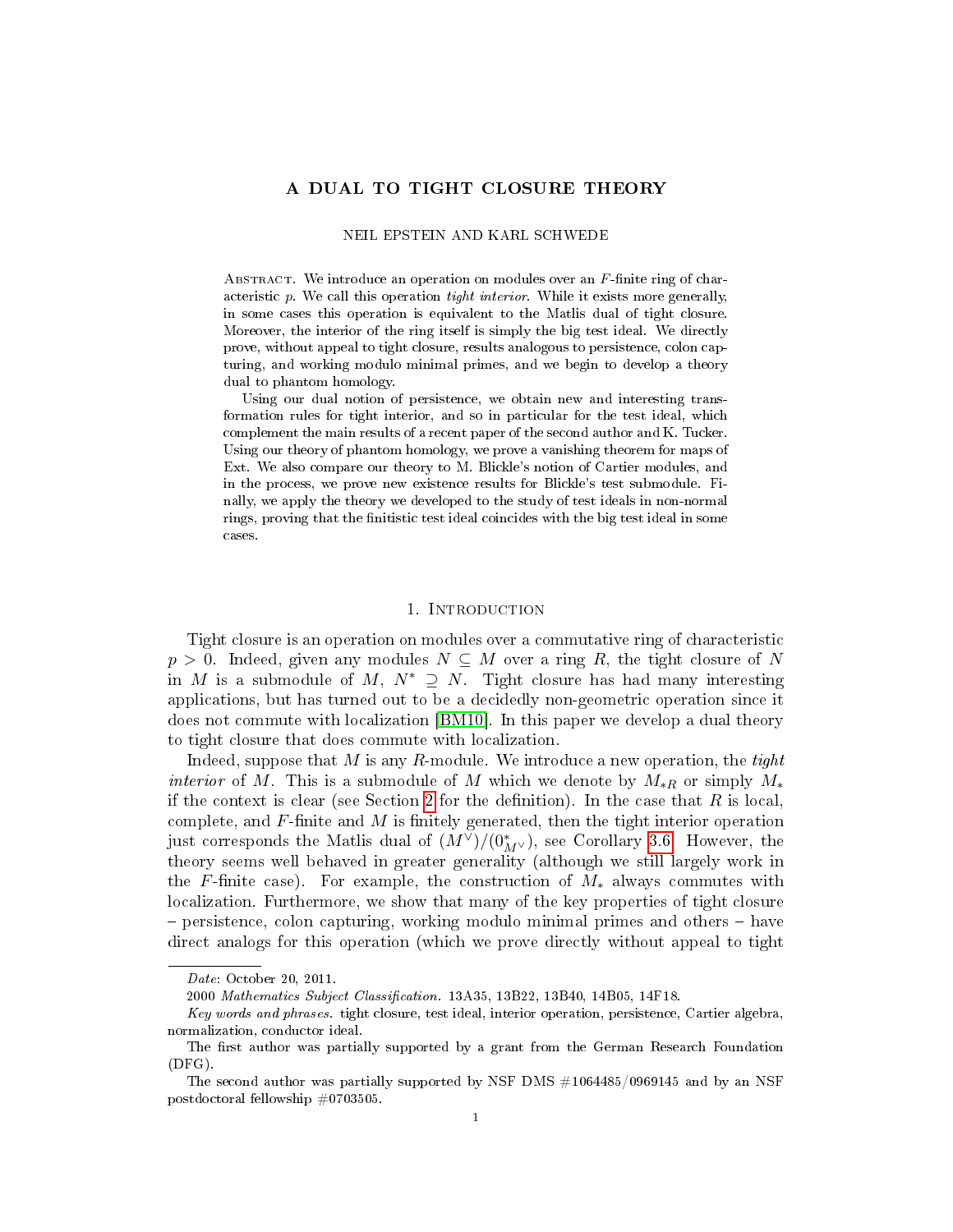# A DUAL TO TIGHT CLOSURE THEORY

NEIL EPSTEIN AND KARL SCHWEDE

Abstract. We introduce an operation on modules over an $F$-finite ring of characteristic $p$. We call this operation *tight interior*. While it exists more generally, in some cases this operation is equivalent to the Matlis dual of tight closure. Moreover, the interior of the ring itself is simply the big test ideal. We directly prove, without appeal to tight closure, results analogous to persistence, colon capturing, and working modulo minimal primes, and we begin to develop a theory dual to phantom homology.

Using our dual notion of persistence, we obtain new and interesting transformation rules for tight interior, and so in particular for the test ideal, which complement the main results of a recent paper of the second author and K. Tucker. Using our theory of phantom homology, we prove a vanishing theorem for maps of Ext. We also compare our theory to M. Blickle's notion of Cartier modules, and in the process, we prove new existence results for Blickle's test submodule. Finally, we apply the theory we developed to the study of test ideals in non-normal rings, proving that the finitistic test ideal coincides with the big test ideal in some cases.

## 1. Introduction

Tight closure is an operation on modules over a commutative ring of characteristic $p > 0$. Indeed, given any modules $N \subseteq M$ over a ring $R$, the tight closure of $N$ in $M$ is a submodule of $M$, $N^* \supseteq N$. Tight closure has had many interesting applications, but has turned out to be a decidedly non-geometric operation since it does not commute with localization [BM10]. In this paper we develop a dual theory to tight closure that does commute with localization.

Indeed, suppose that $M$ is any $R$-module. We introduce a new operation, the *tight interior* of $M$. This is a submodule of $M$ which we denote by $M_{*R}$ or simply $M_*$ if the context is clear (see Section 2 for the definition). In the case that $R$ is local, complete, and $F$-finite and $M$ is finitely generated, then the tight interior operation just corresponds the Matlis dual of $(M^\vee)/(0^*_{M^\vee})$, see Corollary 3.6. However, the theory seems well behaved in greater generality (although we still largely work in the $F$-finite case). For example, the construction of $M_*$ always commutes with localization. Furthermore, we show that many of the key properties of tight closure – persistence, colon capturing, working modulo minimal primes and others – have direct analogs for this operation (which we prove directly without appeal to tight

*Date*: October 20, 2011.

2000 *Mathematics Subject Classification.* 13A35, 13B22, 13B40, 14B05, 14F18.

*Key words and phrases.* tight closure, test ideal, interior operation, persistence, Cartier algebra, normalization, conductor ideal.

The first author was partially supported by a grant from the German Research Foundation (DFG).

The second author was partially supported by NSF DMS #1064485/0969145 and by an NSF postdoctoral fellowship #0703505.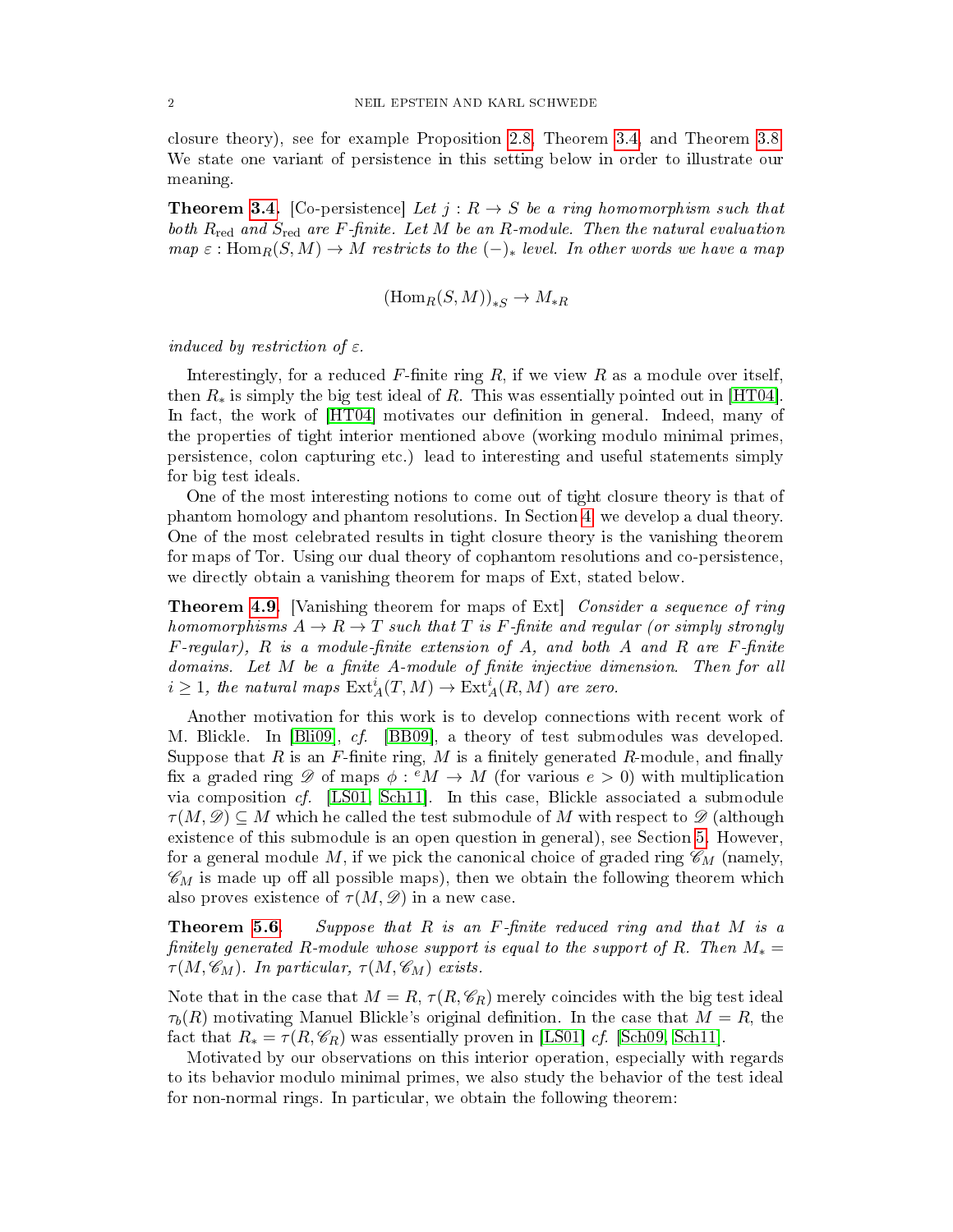closure theory), see for example Proposition 2.8, Theorem 3.4, and Theorem 3.8. We state one variant of persistence in this setting below in order to illustrate our meaning.

**Theorem 3.4.** [Co-persistence] *Let $j : R \to S$ be a ring homomorphism such that both $R_{\mathrm{red}}$ and $S_{\mathrm{red}}$ are $F$-finite. Let $M$ be an $R$-module. Then the natural evaluation map $\varepsilon : \mathrm{Hom}_R(S, M) \to M$ restricts to the $(-)_*$ level. In other words we have a map*

$$(\mathrm{Hom}_R(S, M))_{*S} \to M_{*R}$$

*induced by restriction of $\varepsilon$.*

Interestingly, for a reduced $F$-finite ring $R$, if we view $R$ as a module over itself, then $R_*$ is simply the big test ideal of $R$. This was essentially pointed out in [HT04]. In fact, the work of [HT04] motivates our definition in general. Indeed, many of the properties of tight interior mentioned above (working modulo minimal primes, persistence, colon capturing etc.) lead to interesting and useful statements simply for big test ideals.

One of the most interesting notions to come out of tight closure theory is that of phantom homology and phantom resolutions. In Section 4 we develop a dual theory. One of the most celebrated results in tight closure theory is the vanishing theorem for maps of Tor. Using our dual theory of cophantom resolutions and co-persistence, we directly obtain a vanishing theorem for maps of Ext, stated below.

**Theorem 4.9.** [Vanishing theorem for maps of Ext] *Consider a sequence of ring homomorphisms $A \to R \to T$ such that $T$ is $F$-finite and regular (or simply strongly $F$-regular), $R$ is a module-finite extension of $A$, and both $A$ and $R$ are $F$-finite domains. Let $M$ be a finite $A$-module of finite injective dimension. Then for all $i \geq 1$, the natural maps $\mathrm{Ext}^i_A(T, M) \to \mathrm{Ext}^i_A(R, M)$ are zero.*

Another motivation for this work is to develop connections with recent work of M. Blickle. In [Bli09], *cf.* [BB09], a theory of test submodules was developed. Suppose that $R$ is an $F$-finite ring, $M$ is a finitely generated $R$-module, and finally fix a graded ring $\mathscr{D}$ of maps $\phi : {}^eM \to M$ (for various $e > 0$) with multiplication via composition *cf.* [LS01, Sch11]. In this case, Blickle associated a submodule $\tau(M, \mathscr{D}) \subseteq M$ which he called the test submodule of $M$ with respect to $\mathscr{D}$ (although existence of this submodule is an open question in general), see Section 5. However, for a general module $M$, if we pick the canonical choice of graded ring $\mathscr{C}_M$ (namely, $\mathscr{C}_M$ is made up off all possible maps), then we obtain the following theorem which also proves existence of $\tau(M, \mathscr{D})$ in a new case.

**Theorem 5.6.** *Suppose that $R$ is an $F$-finite reduced ring and that $M$ is a finitely generated $R$-module whose support is equal to the support of $R$. Then $M_* = \tau(M, \mathscr{C}_M)$. In particular, $\tau(M, \mathscr{C}_M)$ exists.*

Note that in the case that $M = R$, $\tau(R, \mathscr{C}_R)$ merely coincides with the big test ideal $\tau_b(R)$ motivating Manuel Blickle's original definition. In the case that $M = R$, the fact that $R_* = \tau(R, \mathscr{C}_R)$ was essentially proven in [LS01] *cf.* [Sch09, Sch11].

Motivated by our observations on this interior operation, especially with regards to its behavior modulo minimal primes, we also study the behavior of the test ideal for non-normal rings. In particular, we obtain the following theorem: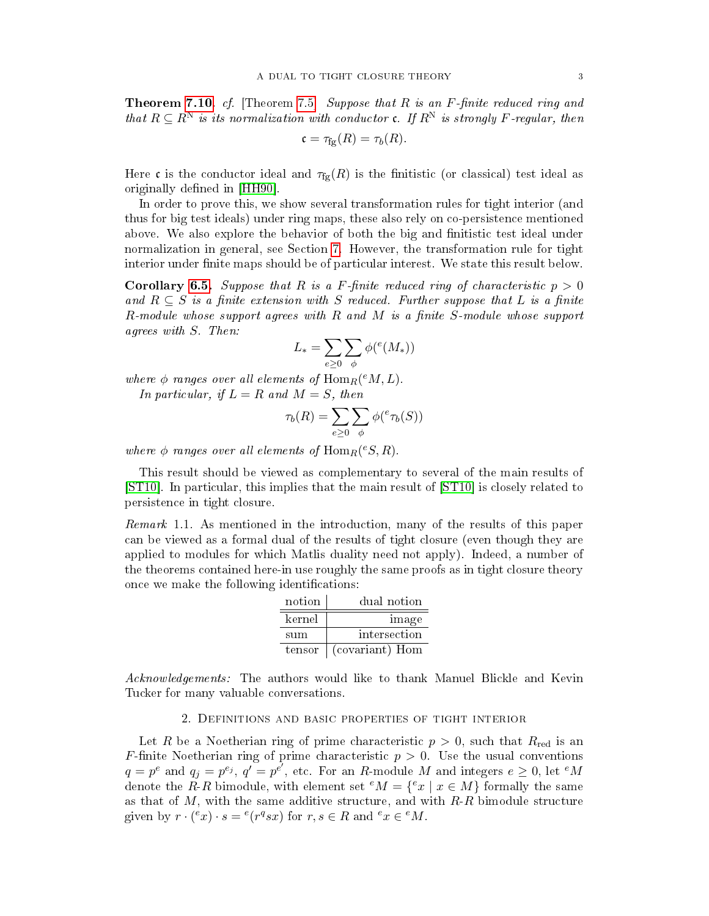**Theorem 7.10.** *cf.* [Theorem 7.5] *Suppose that $R$ is an $F$-finite reduced ring and that $R \subseteq R^{\mathrm{N}}$ is its normalization with conductor $\mathfrak{c}$. If $R^{\mathrm{N}}$ is strongly $F$-regular, then*

$$\mathfrak{c} = \tau_{\mathrm{fg}}(R) = \tau_b(R).$$

Here $\mathfrak{c}$ is the conductor ideal and $\tau_{\mathrm{fg}}(R)$ is the finitistic (or classical) test ideal as originally defined in [HH90].

In order to prove this, we show several transformation rules for tight interior (and thus for big test ideals) under ring maps, these also rely on co-persistence mentioned above. We also explore the behavior of both the big and finitistic test ideal under normalization in general, see Section 7. However, the transformation rule for tight interior under finite maps should be of particular interest. We state this result below.

**Corollary 6.5.** *Suppose that $R$ is a $F$-finite reduced ring of characteristic $p > 0$ and $R \subseteq S$ is a finite extension with $S$ reduced. Further suppose that $L$ is a finite $R$-module whose support agrees with $R$ and $M$ is a finite $S$-module whose support agrees with $S$. Then:*

$$L_* = \sum_{e \geq 0} \sum_{\phi} \phi({}^e(M_*))$$

*where $\phi$ ranges over all elements of $\mathrm{Hom}_R({}^eM, L)$.*

*In particular, if $L = R$ and $M = S$, then*

$$\tau_b(R) = \sum_{e \geq 0} \sum_{\phi} \phi({}^e\tau_b(S))$$

*where $\phi$ ranges over all elements of $\mathrm{Hom}_R({}^eS, R)$.*

This result should be viewed as complementary to several of the main results of [ST10]. In particular, this implies that the main result of [ST10] is closely related to persistence in tight closure.

*Remark* 1.1. As mentioned in the introduction, many of the results of this paper can be viewed as a formal dual of the results of tight closure (even though they are applied to modules for which Matlis duality need not apply). Indeed, a number of the theorems contained here-in use roughly the same proofs as in tight closure theory once we make the following identifications:

| notion | dual notion |
|---|---|
| kernel | image |
| sum | intersection |
| tensor | (covariant) Hom |

*Acknowledgements:* The authors would like to thank Manuel Blickle and Kevin Tucker for many valuable conversations.

## 2. Definitions and basic properties of tight interior

Let $R$ be a Noetherian ring of prime characteristic $p > 0$, such that $R_{\mathrm{red}}$ is an $F$-finite Noetherian ring of prime characteristic $p > 0$. Use the usual conventions $q = p^e$ and $q_j = p^{e_j}$, $q' = p^{e'}$, etc. For an $R$-module $M$ and integers $e \geq 0$, let ${}^eM$ denote the $R$-$R$ bimodule, with element set ${}^eM = \{{}^ex \mid x \in M\}$ formally the same as that of $M$, with the same additive structure, and with $R$-$R$ bimodule structure given by $r \cdot ({}^ex) \cdot s = {}^e(r^q sx)$ for $r, s \in R$ and ${}^ex \in {}^eM$.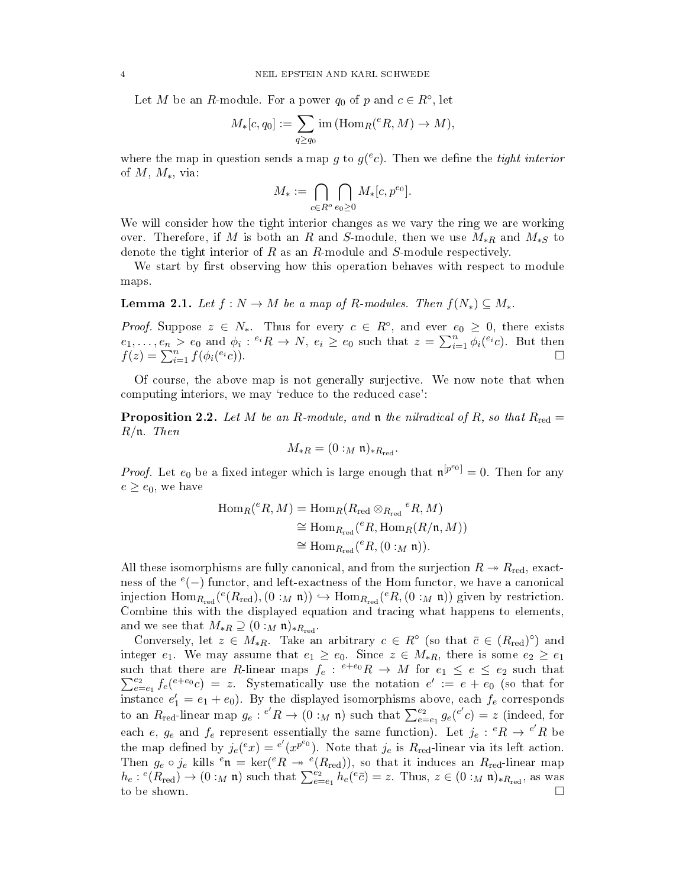Let $M$ be an $R$-module. For a power $q_0$ of $p$ and $c \in R^\circ$, let

$$M_*[c, q_0] := \sum_{q \geq q_0} \mathrm{im}\,(\mathrm{Hom}_R({}^e R, M) \to M),$$

where the map in question sends a map $g$ to $g({}^e c)$. Then we define the *tight interior* of $M$, $M_*$, via:

$$M_* := \bigcap_{c \in R^o} \bigcap_{e_0 \geq 0} M_*[c, p^{e_0}].$$

We will consider how the tight interior changes as we vary the ring we are working over. Therefore, if $M$ is both an $R$ and $S$-module, then we use $M_{*R}$ and $M_{*S}$ to denote the tight interior of $R$ as an $R$-module and $S$-module respectively.

We start by first observing how this operation behaves with respect to module maps.

**Lemma 2.1.** *Let $f : N \to M$ be a map of $R$-modules. Then $f(N_*) \subseteq M_*$.*

*Proof.* Suppose $z \in N_*$. Thus for every $c \in R^\circ$, and ever $e_0 \geq 0$, there exists $e_1, \dots, e_n > e_0$ and $\phi_i : {}^{e_i} R \to N$, $e_i \geq e_0$ such that $z = \sum_{i=1}^n \phi_i({}^{e_i} c)$. But then $f(z) = \sum_{i=1}^n f(\phi_i({}^{e_i} c))$. $\square$

Of course, the above map is not generally surjective. We now note that when computing interiors, we may 'reduce to the reduced case':

**Proposition 2.2.** *Let $M$ be an $R$-module, and $\mathfrak{n}$ the nilradical of $R$, so that $R_{\mathrm{red}} = R/\mathfrak{n}$. Then*

$$M_{*R} = (0 :_M \mathfrak{n})_{*R_{\mathrm{red}}}.$$

*Proof.* Let $e_0$ be a fixed integer which is large enough that $\mathfrak{n}^{[p^{e_0}]} = 0$. Then for any $e \geq e_0$, we have

$$\begin{aligned}
\mathrm{Hom}_R({}^e R, M) &= \mathrm{Hom}_R(R_{\mathrm{red}} \otimes_{R_{\mathrm{red}}} {}^e R, M) \\
&\cong \mathrm{Hom}_{R_{\mathrm{red}}}({}^e R, \mathrm{Hom}_R(R/\mathfrak{n}, M)) \\
&\cong \mathrm{Hom}_{R_{\mathrm{red}}}({}^e R, (0 :_M \mathfrak{n})).
\end{aligned}$$

All these isomorphisms are fully canonical, and from the surjection $R \twoheadrightarrow R_{\mathrm{red}}$, exactness of the ${}^e(-)$ functor, and left-exactness of the Hom functor, we have a canonical injection $\mathrm{Hom}_{R_{\mathrm{red}}}({}^e(R_{\mathrm{red}}), (0 :_M \mathfrak{n})) \hookrightarrow \mathrm{Hom}_{R_{\mathrm{red}}}({}^e R, (0 :_M \mathfrak{n}))$ given by restriction. Combine this with the displayed equation and tracing what happens to elements, and we see that $M_{*R} \supseteq (0 :_M \mathfrak{n})_{*R_{\mathrm{red}}}$.

Conversely, let $z \in M_{*R}$. Take an arbitrary $c \in R^\circ$ (so that $\bar{c} \in (R_{\mathrm{red}})^\circ$) and integer $e_1$. We may assume that $e_1 \geq e_0$. Since $z \in M_{*R}$, there is some $e_2 \geq e_1$ such that there are $R$-linear maps $f_e : {}^{e+e_0} R \to M$ for $e_1 \leq e \leq e_2$ such that $\sum_{e=e_1}^{e_2} f_e({}^{e+e_0} c) = z$. Systematically use the notation $e' := e + e_0$ (so that for instance $e_1' = e_1 + e_0$). By the displayed isomorphisms above, each $f_e$ corresponds to an $R_{\mathrm{red}}$-linear map $g_e : {}^{e'} R \to (0 :_M \mathfrak{n})$ such that $\sum_{e=e_1}^{e_2} g_e({}^{e'} c) = z$ (indeed, for each $e$, $g_e$ and $f_e$ represent essentially the same function). Let $j_e : {}^e R \to {}^{e'} R$ be the map defined by $j_e({}^e x) = {}^{e'}(x^{p^{e_0}})$. Note that $j_e$ is $R_{\mathrm{red}}$-linear via its left action. Then $g_e \circ j_e$ kills ${}^e \mathfrak{n} = \ker({}^e R \twoheadrightarrow {}^e(R_{\mathrm{red}}))$, so that it induces an $R_{\mathrm{red}}$-linear map $h_e : {}^e(R_{\mathrm{red}}) \to (0 :_M \mathfrak{n})$ such that $\sum_{e=e_1}^{e_2} h_e({}^e \bar{c}) = z$. Thus, $z \in (0 :_M \mathfrak{n})_{*R_{\mathrm{red}}}$, as was to be shown. $\square$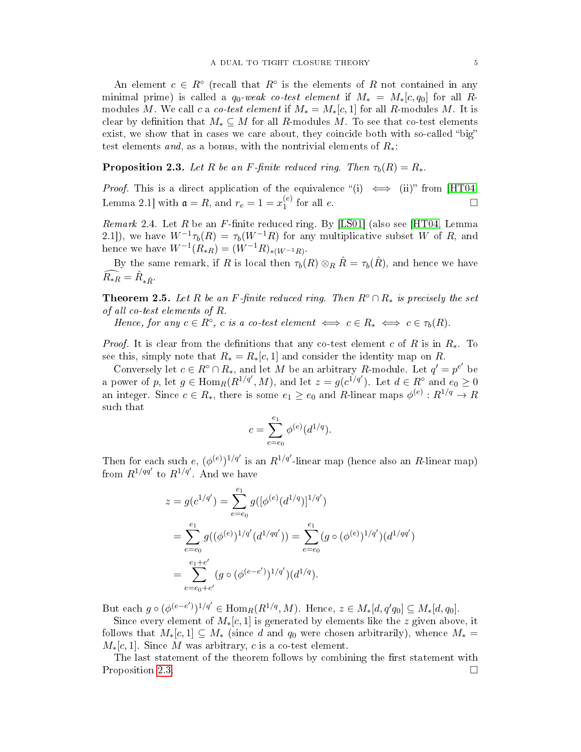An element $c \in R^\circ$ (recall that $R^\circ$ is the elements of $R$ not contained in any minimal prime) is called a *$q_0$-weak co-test element* if $M_* = M_*[c, q_0]$ for all $R$-modules $M$. We call $c$ a *co-test element* if $M_* = M_*[c, 1]$ for all $R$-modules $M$. It is clear by definition that $M_* \subseteq M$ for all $R$-modules $M$. To see that co-test elements exist, we show that in cases we care about, they coincide both with so-called "big" test elements *and*, as a bonus, with the nontrivial elements of $R_*$:

**Proposition 2.3.** *Let $R$ be an $F$-finite reduced ring. Then $\tau_b(R) = R_*$.*

*Proof.* This is a direct application of the equivalence "(i) $\iff$ (ii)" from [HT04, Lemma 2.1] with $\mathfrak{a} = R$, and $r_e = 1 = x_1^{(e)}$ for all $e$. ☐

*Remark* 2.4. Let $R$ be an $F$-finite reduced ring. By [LS01] (also see [HT04, Lemma 2.1]), we have $W^{-1}\tau_b(R) = \tau_b(W^{-1}R)$ for any multiplicative subset $W$ of $R$, and hence we have $W^{-1}(R_{*R}) = (W^{-1}R)_{*(W^{-1}R)}$.

By the same remark, if $R$ is local then $\tau_b(R) \otimes_R \hat{R} = \tau_b(\hat{R})$, and hence we have $\widehat{R_{*R}} = \hat{R}_{*\hat{R}}$.

**Theorem 2.5.** *Let $R$ be an $F$-finite reduced ring. Then $R^\circ \cap R_*$ is precisely the set of all co-test elements of $R$.*

*Hence, for any $c \in R^\circ$, $c$ is a co-test element $\iff$ $c \in R_*$ $\iff$ $c \in \tau_b(R)$.*

*Proof.* It is clear from the definitions that any co-test element $c$ of $R$ is in $R_*$. To see this, simply note that $R_* = R_*[c, 1]$ and consider the identity map on $R$.

Conversely let $c \in R^\circ \cap R_*$, and let $M$ be an arbitrary $R$-module. Let $q' = p^{e'}$ be a power of $p$, let $g \in \operatorname{Hom}_R(R^{1/q'}, M)$, and let $z = g(c^{1/q'})$. Let $d \in R^\circ$ and $e_0 \geq 0$ an integer. Since $c \in R_*$, there is some $e_1 \geq e_0$ and $R$-linear maps $\phi^{(e)} : R^{1/q} \to R$ such that

$$c = \sum_{e=e_0}^{e_1} \phi^{(e)}(d^{1/q}).$$

Then for each such $e$, $(\phi^{(e)})^{1/q'}$ is an $R^{1/q'}$-linear map (hence also an $R$-linear map) from $R^{1/qq'}$ to $R^{1/q'}$. And we have

$$\begin{aligned}
z = g(c^{1/q'}) &= \sum_{e=e_0}^{e_1} g([\phi^{(e)}(d^{1/q})]^{1/q'}) \\
&= \sum_{e=e_0}^{e_1} g((\phi^{(e)})^{1/q'}(d^{1/qq'})) = \sum_{e=e_0}^{e_1} (g \circ (\phi^{(e)})^{1/q'})(d^{1/qq'}) \\
&= \sum_{e=e_0+e'}^{e_1+e'} (g \circ (\phi^{(e-e')})^{1/q'})(d^{1/q}).
\end{aligned}$$

But each $g \circ (\phi^{(e-e')})^{1/q'} \in \operatorname{Hom}_R(R^{1/q}, M)$. Hence, $z \in M_*[d, q'q_0] \subseteq M_*[d, q_0]$.

Since every element of $M_*[c, 1]$ is generated by elements like the $z$ given above, it follows that $M_*[c, 1] \subseteq M_*$ (since $d$ and $q_0$ were chosen arbitrarily), whence $M_* = M_*[c, 1]$. Since $M$ was arbitrary, $c$ is a co-test element.

The last statement of the theorem follows by combining the first statement with Proposition 2.3. ☐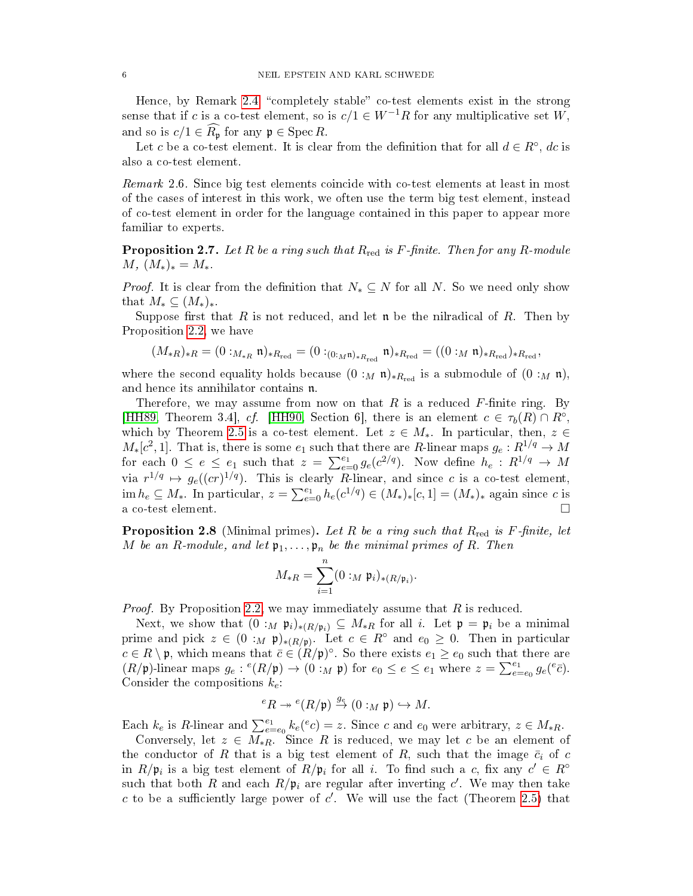Hence, by Remark 2.4 "completely stable" co-test elements exist in the strong sense that if $c$ is a co-test element, so is $c/1 \in W^{-1}R$ for any multiplicative set $W$, and so is $c/1 \in \widehat{R_{\mathfrak{p}}}$ for any $\mathfrak{p} \in \operatorname{Spec} R$.

Let $c$ be a co-test element. It is clear from the definition that for all $d \in R^{\circ}$, $dc$ is also a co-test element.

*Remark* 2.6. Since big test elements coincide with co-test elements at least in most of the cases of interest in this work, we often use the term big test element, instead of co-test element in order for the language contained in this paper to appear more familiar to experts.

**Proposition 2.7.** *Let $R$ be a ring such that $R_{\mathrm{red}}$ is $F$-finite. Then for any $R$-module $M$, $(M_*)_* = M_*$.*

*Proof.* It is clear from the definition that $N_* \subseteq N$ for all $N$. So we need only show that $M_* \subseteq (M_*)_*$.

Suppose first that $R$ is not reduced, and let $\mathfrak{n}$ be the nilradical of $R$. Then by Proposition 2.2, we have

$$(M_{*R})_{*R} = (0 :_{M_{*R}} \mathfrak{n})_{*R_{\mathrm{red}}} = (0 :_{(0:_M \mathfrak{n})_{*R_{\mathrm{red}}}} \mathfrak{n})_{*R_{\mathrm{red}}} = ((0 :_M \mathfrak{n})_{*R_{\mathrm{red}}})_{*R_{\mathrm{red}}},$$

where the second equality holds because $(0 :_M \mathfrak{n})_{*R_{\mathrm{red}}}$ is a submodule of $(0 :_M \mathfrak{n})$, and hence its annihilator contains $\mathfrak{n}$.

Therefore, we may assume from now on that $R$ is a reduced $F$-finite ring. By [HH89, Theorem 3.4], *cf.* [HH90, Section 6], there is an element $c \in \tau_b(R) \cap R^{\circ}$, which by Theorem 2.5 is a co-test element. Let $z \in M_*$. In particular, then, $z \in M_*[c^2, 1]$. That is, there is some $e_1$ such that there are $R$-linear maps $g_e : R^{1/q} \to M$ for each $0 \leq e \leq e_1$ such that $z = \sum_{e=0}^{e_1} g_e(c^{2/q})$. Now define $h_e : R^{1/q} \to M$ via $r^{1/q} \mapsto g_e((cr)^{1/q})$. This is clearly $R$-linear, and since $c$ is a co-test element, $\operatorname{im} h_e \subseteq M_*$. In particular, $z = \sum_{e=0}^{e_1} h_e(c^{1/q}) \in (M_*)_*[c, 1] = (M_*)_*$ again since $c$ is a co-test element. $\square$

**Proposition 2.8** (Minimal primes)**.** *Let $R$ be a ring such that $R_{\mathrm{red}}$ is $F$-finite, let $M$ be an $R$-module, and let $\mathfrak{p}_1, \ldots, \mathfrak{p}_n$ be the minimal primes of $R$. Then*

$$M_{*R} = \sum_{i=1}^{n} (0 :_M \mathfrak{p}_i)_{*(R/\mathfrak{p}_i)}.$$

*Proof.* By Proposition 2.2, we may immediately assume that $R$ is reduced.

Next, we show that $(0 :_M \mathfrak{p}_i)_{*(R/\mathfrak{p}_i)} \subseteq M_{*R}$ for all $i$. Let $\mathfrak{p} = \mathfrak{p}_i$ be a minimal prime and pick $z \in (0 :_M \mathfrak{p})_{*(R/\mathfrak{p})}$. Let $c \in R^{\circ}$ and $e_0 \geq 0$. Then in particular $c \in R \setminus \mathfrak{p}$, which means that $\bar{c} \in (R/\mathfrak{p})^{\circ}$. So there exists $e_1 \geq e_0$ such that there are $(R/\mathfrak{p})$-linear maps $g_e : {}^{e}(R/\mathfrak{p}) \to (0 :_M \mathfrak{p})$ for $e_0 \leq e \leq e_1$ where $z = \sum_{e=e_0}^{e_1} g_e({}^{e}\bar{c})$. Consider the compositions $k_e$:

$${}^{e}R \twoheadrightarrow {}^{e}(R/\mathfrak{p}) \xrightarrow{g_e} (0 :_M \mathfrak{p}) \hookrightarrow M.$$

Each $k_e$ is $R$-linear and $\sum_{e=e_0}^{e_1} k_e({}^{e}c) = z$. Since $c$ and $e_0$ were arbitrary, $z \in M_{*R}$.

Conversely, let $z \in M_{*R}$. Since $R$ is reduced, we may let $c$ be an element of the conductor of $R$ that is a big test element of $R$, such that the image $\bar{c}_i$ of $c$ in $R/\mathfrak{p}_i$ is a big test element of $R/\mathfrak{p}_i$ for all $i$. To find such a $c$, fix any $c' \in R^{\circ}$ such that both $R$ and each $R/\mathfrak{p}_i$ are regular after inverting $c'$. We may then take $c$ to be a sufficiently large power of $c'$. We will use the fact (Theorem 2.5) that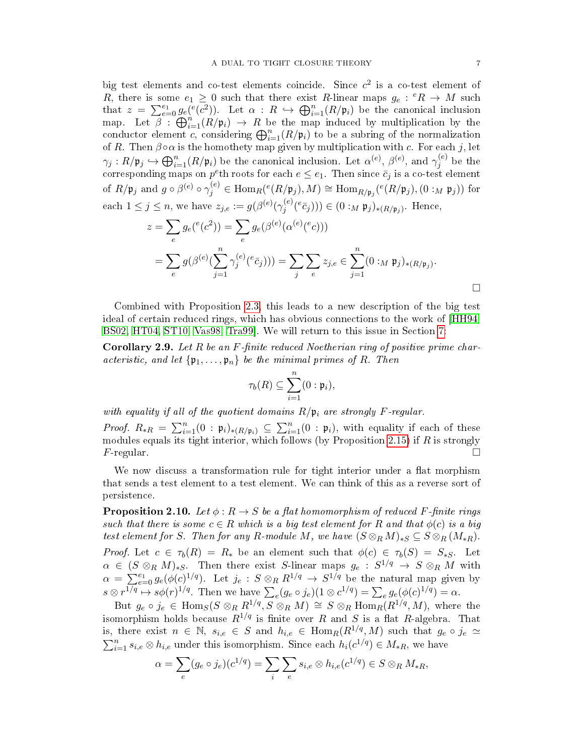big test elements and co-test elements coincide. Since $c^2$ is a co-test element of $R$, there is some $e_1 \geq 0$ such that there exist $R$-linear maps $g_e : {}^eR \to M$ such that $z = \sum_{e=0}^{e_1} g_e({}^e(c^2))$. Let $\alpha : R \hookrightarrow \bigoplus_{i=1}^n (R/\mathfrak{p}_i)$ be the canonical inclusion map. Let $\beta : \bigoplus_{i=1}^n (R/\mathfrak{p}_i) \to R$ be the map induced by multiplication by the conductor element $c$, considering $\bigoplus_{i=1}^n (R/\mathfrak{p}_i)$ to be a subring of the normalization of $R$. Then $\beta \circ \alpha$ is the homothety map given by multiplication with $c$. For each $j$, let $\gamma_j : R/\mathfrak{p}_j \hookrightarrow \bigoplus_{i=1}^n (R/\mathfrak{p}_i)$ be the canonical inclusion. Let $\alpha^{(e)}$, $\beta^{(e)}$, and $\gamma_j^{(e)}$ be the corresponding maps on $p^e$th roots for each $e \leq e_1$. Then since $\bar{c}_j$ is a co-test element of $R/\mathfrak{p}_j$ and $g \circ \beta^{(e)} \circ \gamma_j^{(e)} \in \operatorname{Hom}_R({}^e(R/\mathfrak{p}_j), M) \cong \operatorname{Hom}_{R/\mathfrak{p}_j}({}^e(R/\mathfrak{p}_j), (0 :_M \mathfrak{p}_j))$ for each $1 \leq j \leq n$, we have $z_{j,e} := g(\beta^{(e)}(\gamma_j^{(e)}({}^e\bar{c}_j))) \in (0 :_M \mathfrak{p}_j)_{*(R/\mathfrak{p}_j)}$. Hence,

$$z = \sum_e g_e({}^e(c^2)) = \sum_e g_e(\beta^{(e)}(\alpha^{(e)}({}^e c)))$$
$$= \sum_e g(\beta^{(e)}(\sum_{j=1}^n \gamma_j^{(e)}({}^e\bar{c}_j))) = \sum_j \sum_e z_{j,e} \in \sum_{j=1}^n (0 :_M \mathfrak{p}_j)_{*(R/\mathfrak{p}_j)}.$$

□

Combined with Proposition 2.3, this leads to a new description of the big test ideal of certain reduced rings, which has obvious connections to the work of [HH94, BS02, HT04, ST10, Vas98, Tra99]. We will return to this issue in Section 7.

**Corollary 2.9.** *Let $R$ be an $F$-finite reduced Noetherian ring of positive prime characteristic, and let $\{\mathfrak{p}_1, \dots, \mathfrak{p}_n\}$ be the minimal primes of $R$. Then*

$$\tau_b(R) \subseteq \sum_{i=1}^n (0 : \mathfrak{p}_i),$$

*with equality if all of the quotient domains $R/\mathfrak{p}_i$ are strongly $F$-regular.*

*Proof.* $R_{*R} = \sum_{i=1}^n (0 : \mathfrak{p}_i)_{*(R/\mathfrak{p}_i)} \subseteq \sum_{i=1}^n (0 : \mathfrak{p}_i)$, with equality if each of these modules equals its tight interior, which follows (by Proposition 2.15) if $R$ is strongly $F$-regular. □

We now discuss a transformation rule for tight interior under a flat morphism that sends a test element to a test element. We can think of this as a reverse sort of persistence.

**Proposition 2.10.** *Let $\phi : R \to S$ be a flat homomorphism of reduced $F$-finite rings such that there is some $c \in R$ which is a big test element for $R$ and that $\phi(c)$ is a big test element for $S$. Then for any $R$-module $M$, we have $(S \otimes_R M)_{*S} \subseteq S \otimes_R (M_{*R})$.*

*Proof.* Let $c \in \tau_b(R) = R_*$ be an element such that $\phi(c) \in \tau_b(S) = S_{*S}$. Let $\alpha \in (S \otimes_R M)_{*S}$. Then there exist $S$-linear maps $g_e : S^{1/q} \to S \otimes_R M$ with $\alpha = \sum_{e=0}^{e_1} g_e(\phi(c)^{1/q})$. Let $j_e : S \otimes_R R^{1/q} \to S^{1/q}$ be the natural map given by $s \otimes r^{1/q} \mapsto s\phi(r)^{1/q}$. Then we have $\sum_e (g_e \circ j_e)(1 \otimes c^{1/q}) = \sum_e g_e(\phi(c)^{1/q}) = \alpha$.

But $g_e \circ j_e \in \operatorname{Hom}_S(S \otimes_R R^{1/q}, S \otimes_R M) \cong S \otimes_R \operatorname{Hom}_R(R^{1/q}, M)$, where the isomorphism holds because $R^{1/q}$ is finite over $R$ and $S$ is a flat $R$-algebra. That is, there exist $n \in \mathbb{N}$, $s_{i,e} \in S$ and $h_{i,e} \in \operatorname{Hom}_R(R^{1/q}, M)$ such that $g_e \circ j_e \simeq \sum_{i=1}^n s_{i,e} \otimes h_{i,e}$ under this isomorphism. Since each $h_i(c^{1/q}) \in M_{*R}$, we have

$$\alpha = \sum_e (g_e \circ j_e)(c^{1/q}) = \sum_i \sum_e s_{i,e} \otimes h_{i,e}(c^{1/q}) \in S \otimes_R M_{*R},$$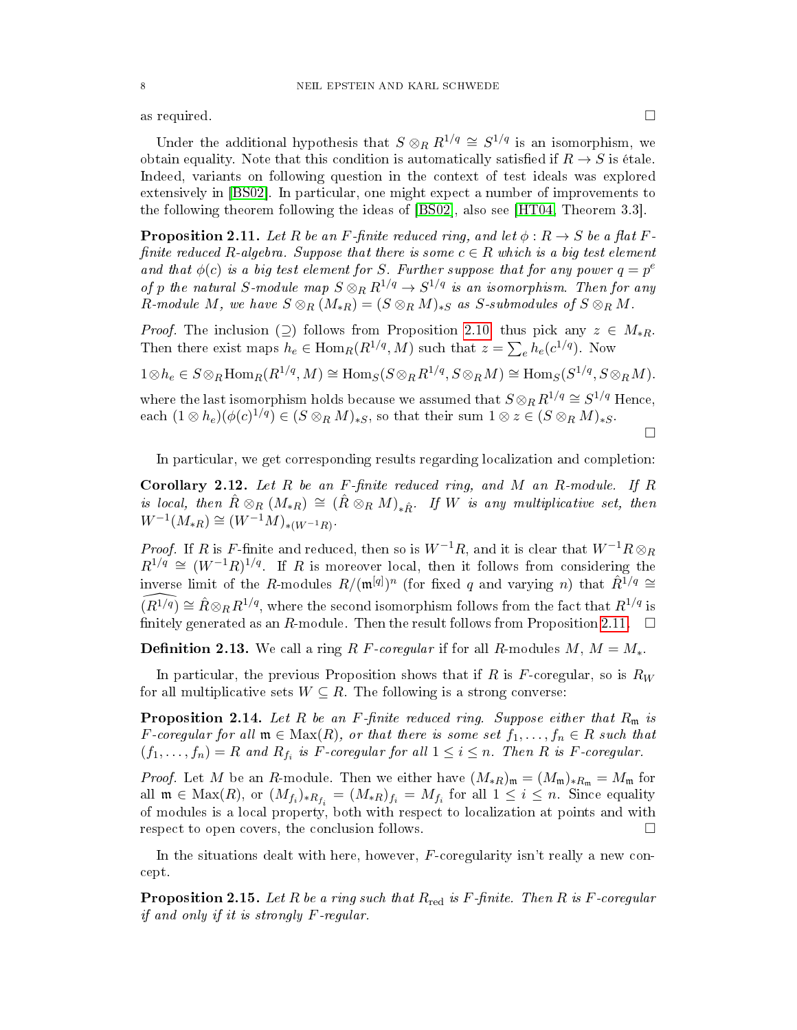as required. □

Under the additional hypothesis that $S \otimes_R R^{1/q} \cong S^{1/q}$ is an isomorphism, we obtain equality. Note that this condition is automatically satisfied if $R \to S$ is étale. Indeed, variants on following question in the context of test ideals was explored extensively in [BS02]. In particular, one might expect a number of improvements to the following theorem following the ideas of [BS02], also see [HT04, Theorem 3.3].

**Proposition 2.11.** *Let $R$ be an $F$-finite reduced ring, and let $\phi : R \to S$ be a flat $F$-finite reduced $R$-algebra. Suppose that there is some $c \in R$ which is a big test element and that $\phi(c)$ is a big test element for $S$. Further suppose that for any power $q = p^e$ of $p$ the natural $S$-module map $S \otimes_R R^{1/q} \to S^{1/q}$ is an isomorphism. Then for any $R$-module $M$, we have $S \otimes_R (M_{*R}) = (S \otimes_R M)_{*S}$ as $S$-submodules of $S \otimes_R M$.*

*Proof.* The inclusion $(\supseteq)$ follows from Proposition 2.10, thus pick any $z \in M_{*R}$. Then there exist maps $h_e \in \mathrm{Hom}_R(R^{1/q}, M)$ such that $z = \sum_e h_e(c^{1/q})$. Now

$$1 \otimes h_e \in S \otimes_R \mathrm{Hom}_R(R^{1/q}, M) \cong \mathrm{Hom}_S(S \otimes_R R^{1/q}, S \otimes_R M) \cong \mathrm{Hom}_S(S^{1/q}, S \otimes_R M).$$

where the last isomorphism holds because we assumed that $S \otimes_R R^{1/q} \cong S^{1/q}$ Hence, each $(1 \otimes h_e)(\phi(c)^{1/q}) \in (S \otimes_R M)_{*S}$, so that their sum $1 \otimes z \in (S \otimes_R M)_{*S}$. □

In particular, we get corresponding results regarding localization and completion:

**Corollary 2.12.** *Let $R$ be an $F$-finite reduced ring, and $M$ an $R$-module. If $R$ is local, then $\hat{R} \otimes_R (M_{*R}) \cong (\hat{R} \otimes_R M)_{*\hat{R}}$. If $W$ is any multiplicative set, then $W^{-1}(M_{*R}) \cong (W^{-1}M)_{*(W^{-1}R)}$.*

*Proof.* If $R$ is $F$-finite and reduced, then so is $W^{-1}R$, and it is clear that $W^{-1}R \otimes_R R^{1/q} \cong (W^{-1}R)^{1/q}$. If $R$ is moreover local, then it follows from considering the inverse limit of the $R$-modules $R/(\mathfrak{m}^{[q]})^n$ (for fixed $q$ and varying $n$) that $\hat{R}^{1/q} \cong \widehat{(R^{1/q})} \cong \hat{R} \otimes_R R^{1/q}$, where the second isomorphism follows from the fact that $R^{1/q}$ is finitely generated as an $R$-module. Then the result follows from Proposition 2.11. □

**Definition 2.13.** We call a ring $R$ *$F$-coregular* if for all $R$-modules $M$, $M = M_*$.

In particular, the previous Proposition shows that if $R$ is $F$-coregular, so is $R_W$ for all multiplicative sets $W \subseteq R$. The following is a strong converse:

**Proposition 2.14.** *Let $R$ be an $F$-finite reduced ring. Suppose either that $R_\mathfrak{m}$ is $F$-coregular for all $\mathfrak{m} \in \mathrm{Max}(R)$, or that there is some set $f_1, \dots, f_n \in R$ such that $(f_1, \dots, f_n) = R$ and $R_{f_i}$ is $F$-coregular for all $1 \le i \le n$. Then $R$ is $F$-coregular.*

*Proof.* Let $M$ be an $R$-module. Then we either have $(M_{*R})_\mathfrak{m} = (M_\mathfrak{m})_{*R_\mathfrak{m}} = M_\mathfrak{m}$ for all $\mathfrak{m} \in \mathrm{Max}(R)$, or $(M_{f_i})_{*R_{f_i}} = (M_{*R})_{f_i} = M_{f_i}$ for all $1 \le i \le n$. Since equality of modules is a local property, both with respect to localization at points and with respect to open covers, the conclusion follows. □

In the situations dealt with here, however, $F$-coregularity isn't really a new concept.

**Proposition 2.15.** *Let $R$ be a ring such that $R_{\mathrm{red}}$ is $F$-finite. Then $R$ is $F$-coregular if and only if it is strongly $F$-regular.*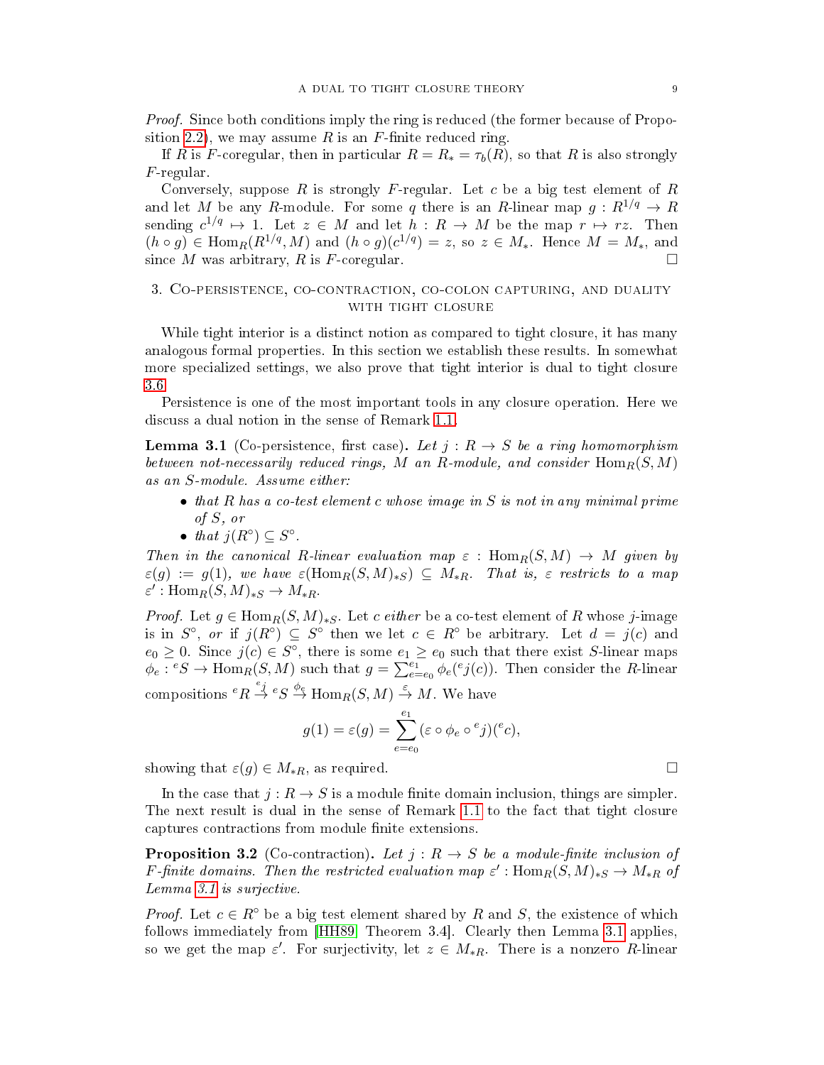*Proof.* Since both conditions imply the ring is reduced (the former because of Proposition 2.2), we may assume $R$ is an $F$-finite reduced ring.

If $R$ is $F$-coregular, then in particular $R = R_* = \tau_b(R)$, so that $R$ is also strongly $F$-regular.

Conversely, suppose $R$ is strongly $F$-regular. Let $c$ be a big test element of $R$ and let $M$ be any $R$-module. For some $q$ there is an $R$-linear map $g : R^{1/q} \to R$ sending $c^{1/q} \mapsto 1$. Let $z \in M$ and let $h : R \to M$ be the map $r \mapsto rz$. Then $(h \circ g) \in \operatorname{Hom}_R(R^{1/q}, M)$ and $(h \circ g)(c^{1/q}) = z$, so $z \in M_*$. Hence $M = M_*$, and since $M$ was arbitrary, $R$ is $F$-coregular. □

## 3. Co-persistence, co-contraction, co-colon capturing, and duality with tight closure

While tight interior is a distinct notion as compared to tight closure, it has many analogous formal properties. In this section we establish these results. In somewhat more specialized settings, we also prove that tight interior is dual to tight closure 3.6.

Persistence is one of the most important tools in any closure operation. Here we discuss a dual notion in the sense of Remark 1.1.

**Lemma 3.1** (Co-persistence, first case)**.** *Let $j : R \to S$ be a ring homomorphism between not-necessarily reduced rings, $M$ an $R$-module, and consider $\operatorname{Hom}_R(S, M)$ as an $S$-module. Assume either:*

- *that $R$ has a co-test element $c$ whose image in $S$ is not in any minimal prime of $S$, or*
- *that $j(R^\circ) \subseteq S^\circ$.*

*Then in the canonical $R$-linear evaluation map $\varepsilon : \operatorname{Hom}_R(S, M) \to M$ given by $\varepsilon(g) := g(1)$, we have $\varepsilon(\operatorname{Hom}_R(S, M)_{*S}) \subseteq M_{*R}$. That is, $\varepsilon$ restricts to a map $\varepsilon' : \operatorname{Hom}_R(S, M)_{*S} \to M_{*R}$.*

*Proof.* Let $g \in \operatorname{Hom}_R(S, M)_{*S}$. Let $c$ *either* be a co-test element of $R$ whose $j$-image is in $S^\circ$, *or* if $j(R^\circ) \subseteq S^\circ$ then we let $c \in R^\circ$ be arbitrary. Let $d = j(c)$ and $e_0 \geq 0$. Since $j(c) \in S^\circ$, there is some $e_1 \geq e_0$ such that there exist $S$-linear maps $\phi_e : {}^eS \to \operatorname{Hom}_R(S, M)$ such that $g = \sum_{e=e_0}^{e_1} \phi_e({}^e j(c))$. Then consider the $R$-linear compositions ${}^eR \xrightarrow{{}^ej} {}^eS \xrightarrow{\phi_e} \operatorname{Hom}_R(S, M) \xrightarrow{\varepsilon} M$. We have

$$g(1) = \varepsilon(g) = \sum_{e=e_0}^{e_1} (\varepsilon \circ \phi_e \circ {}^ej)({}^ec),$$

showing that $\varepsilon(g) \in M_{*R}$, as required. □

In the case that $j : R \to S$ is a module finite domain inclusion, things are simpler. The next result is dual in the sense of Remark 1.1 to the fact that tight closure captures contractions from module finite extensions.

**Proposition 3.2** (Co-contraction)**.** *Let $j : R \to S$ be a module-finite inclusion of $F$-finite domains. Then the restricted evaluation map $\varepsilon' : \operatorname{Hom}_R(S, M)_{*S} \to M_{*R}$ of Lemma 3.1 is surjective.*

*Proof.* Let $c \in R^\circ$ be a big test element shared by $R$ and $S$, the existence of which follows immediately from [HH89, Theorem 3.4]. Clearly then Lemma 3.1 applies, so we get the map $\varepsilon'$. For surjectivity, let $z \in M_{*R}$. There is a nonzero $R$-linear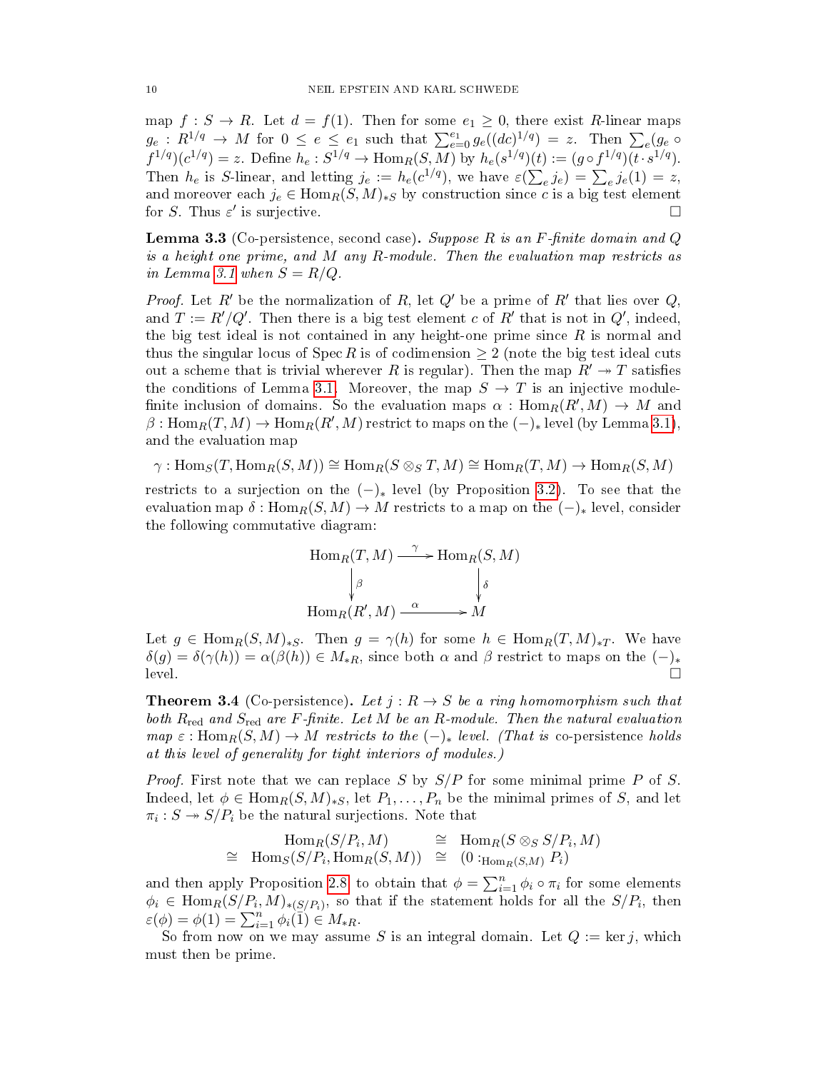map $f : S \to R$. Let $d = f(1)$. Then for some $e_1 \geq 0$, there exist $R$-linear maps $g_e : R^{1/q} \to M$ for $0 \leq e \leq e_1$ such that $\sum_{e=0}^{e_1} g_e((dc)^{1/q}) = z$. Then $\sum_e (g_e \circ f^{1/q})(c^{1/q}) = z$. Define $h_e : S^{1/q} \to \operatorname{Hom}_R(S, M)$ by $h_e(s^{1/q})(t) := (g \circ f^{1/q})(t \cdot s^{1/q})$. Then $h_e$ is $S$-linear, and letting $j_e := h_e(c^{1/q})$, we have $\varepsilon(\sum_e j_e) = \sum_e j_e(1) = z$, and moreover each $j_e \in \operatorname{Hom}_R(S, M)_{*S}$ by construction since $c$ is a big test element for $S$. Thus $\varepsilon'$ is surjective. $\square$

**Lemma 3.3** (Co-persistence, second case)**.** *Suppose $R$ is an F-finite domain and $Q$ is a height one prime, and $M$ any $R$-module. Then the evaluation map restricts as in Lemma 3.1 when $S = R/Q$.*

*Proof.* Let $R'$ be the normalization of $R$, let $Q'$ be a prime of $R'$ that lies over $Q$, and $T := R'/Q'$. Then there is a big test element $c$ of $R'$ that is not in $Q'$, indeed, the big test ideal is not contained in any height-one prime since $R$ is normal and thus the singular locus of $\operatorname{Spec} R$ is of codimension $\geq 2$ (note the big test ideal cuts out a scheme that is trivial wherever $R$ is regular). Then the map $R' \twoheadrightarrow T$ satisfies the conditions of Lemma 3.1. Moreover, the map $S \to T$ is an injective module-finite inclusion of domains. So the evaluation maps $\alpha : \operatorname{Hom}_R(R', M) \to M$ and $\beta : \operatorname{Hom}_R(T, M) \to \operatorname{Hom}_R(R', M)$ restrict to maps on the $(-)_*$ level (by Lemma 3.1), and the evaluation map

$$\gamma : \operatorname{Hom}_S(T, \operatorname{Hom}_R(S, M)) \cong \operatorname{Hom}_R(S \otimes_S T, M) \cong \operatorname{Hom}_R(T, M) \to \operatorname{Hom}_R(S, M)$$

restricts to a surjection on the $(-)_*$ level (by Proposition 3.2). To see that the evaluation map $\delta : \operatorname{Hom}_R(S, M) \to M$ restricts to a map on the $(-)_*$ level, consider the following commutative diagram:

$$\begin{array}{ccc} \operatorname{Hom}_R(T, M) & \xrightarrow{\gamma} & \operatorname{Hom}_R(S, M) \\ \downarrow{\scriptstyle \beta} & & \downarrow{\scriptstyle \delta} \\ \operatorname{Hom}_R(R', M) & \xrightarrow{\alpha} & M \end{array}$$

Let $g \in \operatorname{Hom}_R(S, M)_{*S}$. Then $g = \gamma(h)$ for some $h \in \operatorname{Hom}_R(T, M)_{*T}$. We have $\delta(g) = \delta(\gamma(h)) = \alpha(\beta(h)) \in M_{*R}$, since both $\alpha$ and $\beta$ restrict to maps on the $(-)_*$ level. $\square$

**Theorem 3.4** (Co-persistence)**.** *Let $j : R \to S$ be a ring homomorphism such that both $R_{\mathrm{red}}$ and $S_{\mathrm{red}}$ are F-finite. Let $M$ be an $R$-module. Then the natural evaluation map $\varepsilon : \operatorname{Hom}_R(S, M) \to M$ restricts to the $(-)_*$ level. (That is* co-persistence *holds at this level of generality for tight interiors of modules.)*

*Proof.* First note that we can replace $S$ by $S/P$ for some minimal prime $P$ of $S$. Indeed, let $\phi \in \operatorname{Hom}_R(S, M)_{*S}$, let $P_1, \ldots, P_n$ be the minimal primes of $S$, and let $\pi_i : S \twoheadrightarrow S/P_i$ be the natural surjections. Note that

$$\begin{array}{rcl} \operatorname{Hom}_R(S/P_i, M) & \cong & \operatorname{Hom}_R(S \otimes_S S/P_i, M) \\ \cong \ \operatorname{Hom}_S(S/P_i, \operatorname{Hom}_R(S, M)) & \cong & (0 :_{\operatorname{Hom}_R(S,M)} P_i) \end{array}$$

and then apply Proposition 2.8 to obtain that $\phi = \sum_{i=1}^n \phi_i \circ \pi_i$ for some elements $\phi_i \in \operatorname{Hom}_R(S/P_i, M)_{*(S/P_i)}$, so that if the statement holds for all the $S/P_i$, then $\varepsilon(\phi) = \phi(1) = \sum_{i=1}^n \phi_i(\bar{1}) \in M_{*R}$.

So from now on we may assume $S$ is an integral domain. Let $Q := \ker j$, which must then be prime.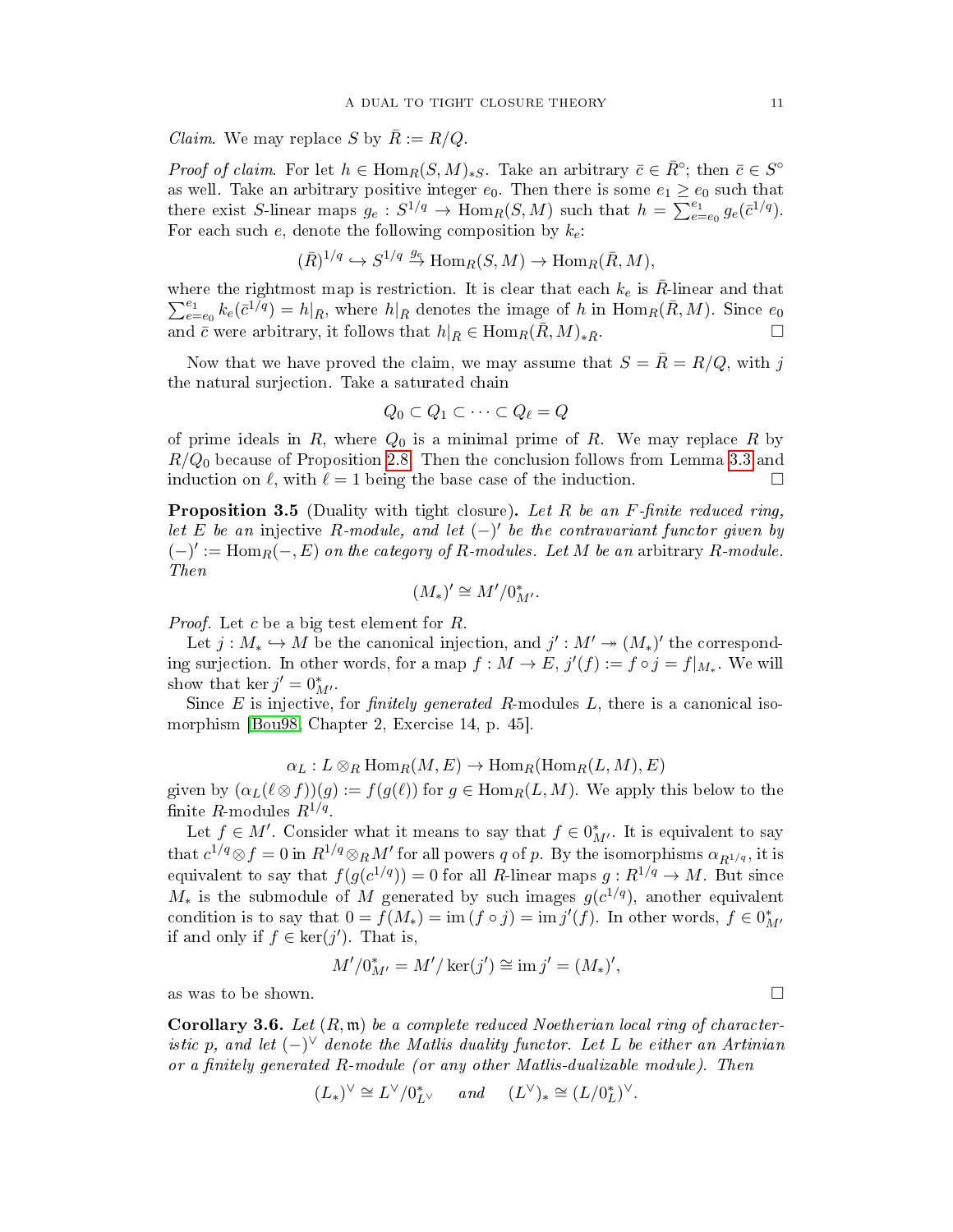*Claim*. We may replace $S$ by $\bar{R} := R/Q$.

*Proof of claim*. For let $h \in \operatorname{Hom}_R(S, M)_{*S}$. Take an arbitrary $\bar{c} \in \bar{R}^\circ$; then $\bar{c} \in S^\circ$ as well. Take an arbitrary positive integer $e_0$. Then there is some $e_1 \geq e_0$ such that there exist $S$-linear maps $g_e : S^{1/q} \to \operatorname{Hom}_R(S, M)$ such that $h = \sum_{e=e_0}^{e_1} g_e(\bar{c}^{1/q})$. For each such $e$, denote the following composition by $k_e$:

$$(\bar{R})^{1/q} \hookrightarrow S^{1/q} \xrightarrow{g_e} \operatorname{Hom}_R(S, M) \to \operatorname{Hom}_R(\bar{R}, M),$$

where the rightmost map is restriction. It is clear that each $k_e$ is $\bar{R}$-linear and that $\sum_{e=e_0}^{e_1} k_e(\bar{c}^{1/q}) = h|_{\bar{R}}$, where $h|_{\bar{R}}$ denotes the image of $h$ in $\operatorname{Hom}_R(\bar{R}, M)$. Since $e_0$ and $\bar{c}$ were arbitrary, it follows that $h|_{\bar{R}} \in \operatorname{Hom}_R(\bar{R}, M)_{*\bar{R}}$. □

Now that we have proved the claim, we may assume that $S = \bar{R} = R/Q$, with $j$ the natural surjection. Take a saturated chain

$$Q_0 \subset Q_1 \subset \cdots \subset Q_\ell = Q$$

of prime ideals in $R$, where $Q_0$ is a minimal prime of $R$. We may replace $R$ by $R/Q_0$ because of Proposition 2.8. Then the conclusion follows from Lemma 3.3 and induction on $\ell$, with $\ell = 1$ being the base case of the induction. □

**Proposition 3.5** (Duality with tight closure)**.** *Let $R$ be an $F$-finite reduced ring, let $E$ be an* injective *$R$-module, and let $(-)'$ be the contravariant functor given by $(-)' := \operatorname{Hom}_R(-, E)$ on the category of $R$-modules. Let $M$ be an* arbitrary *$R$-module. Then*

$$(M_*)' \cong M'/0^*_{M'}.$$

*Proof.* Let $c$ be a big test element for $R$.

Let $j : M_* \hookrightarrow M$ be the canonical injection, and $j' : M' \twoheadrightarrow (M_*)'$ the corresponding surjection. In other words, for a map $f : M \to E$, $j'(f) := f \circ j = f|_{M_*}$. We will show that $\ker j' = 0^*_{M'}$.

Since $E$ is injective, for *finitely generated* $R$-modules $L$, there is a canonical isomorphism [Bou98, Chapter 2, Exercise 14, p. 45].

$$\alpha_L : L \otimes_R \operatorname{Hom}_R(M, E) \to \operatorname{Hom}_R(\operatorname{Hom}_R(L, M), E)$$

given by $(\alpha_L(\ell \otimes f))(g) := f(g(\ell))$ for $g \in \operatorname{Hom}_R(L, M)$. We apply this below to the finite $R$-modules $R^{1/q}$.

Let $f \in M'$. Consider what it means to say that $f \in 0^*_{M'}$. It is equivalent to say that $c^{1/q} \otimes f = 0$ in $R^{1/q} \otimes_R M'$ for all powers $q$ of $p$. By the isomorphisms $\alpha_{R^{1/q}}$, it is equivalent to say that $f(g(c^{1/q})) = 0$ for all $R$-linear maps $g : R^{1/q} \to M$. But since $M_*$ is the submodule of $M$ generated by such images $g(c^{1/q})$, another equivalent condition is to say that $0 = f(M_*) = \operatorname{im}(f \circ j) = \operatorname{im} j'(f)$. In other words, $f \in 0^*_{M'}$ if and only if $f \in \ker(j')$. That is,

$$M'/0^*_{M'} = M'/\ker(j') \cong \operatorname{im} j' = (M_*)',$$

as was to be shown. □

**Corollary 3.6.** *Let $(R, \mathfrak{m})$ be a complete reduced Noetherian local ring of characteristic $p$, and let $(-)^\vee$ denote the Matlis duality functor. Let $L$ be either an Artinian or a finitely generated $R$-module (or any other Matlis-dualizable module). Then*

$$(L_*)^\vee \cong L^\vee/0^*_{L^\vee} \quad \text{and} \quad (L^\vee)_* \cong (L/0^*_L)^\vee.$$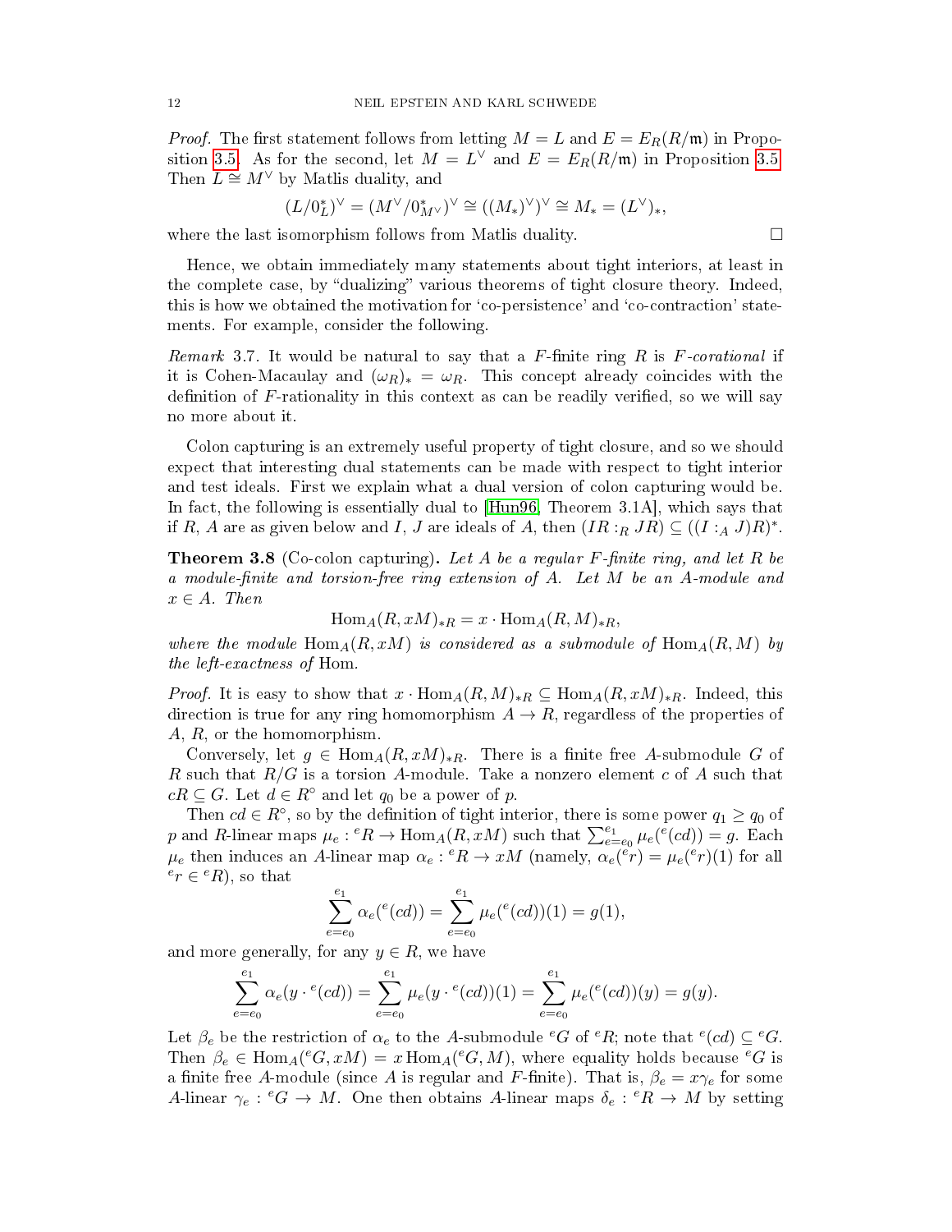*Proof.* The first statement follows from letting $M = L$ and $E = E_R(R/\mathfrak{m})$ in Proposition 3.5. As for the second, let $M = L^\vee$ and $E = E_R(R/\mathfrak{m})$ in Proposition 3.5. Then $L \cong M^\vee$ by Matlis duality, and

$$(L/0^*_L)^\vee = (M^\vee/0^*_{M^\vee})^\vee \cong ((M_*)^\vee)^\vee \cong M_* = (L^\vee)_*,$$

where the last isomorphism follows from Matlis duality. $\square$

Hence, we obtain immediately many statements about tight interiors, at least in the complete case, by "dualizing" various theorems of tight closure theory. Indeed, this is how we obtained the motivation for 'co-persistence' and 'co-contraction' statements. For example, consider the following.

*Remark* 3.7. It would be natural to say that a $F$-finite ring $R$ is *$F$-corational* if it is Cohen-Macaulay and $(\omega_R)_* = \omega_R$. This concept already coincides with the definition of $F$-rationality in this context as can be readily verified, so we will say no more about it.

Colon capturing is an extremely useful property of tight closure, and so we should expect that interesting dual statements can be made with respect to tight interior and test ideals. First we explain what a dual version of colon capturing would be. In fact, the following is essentially dual to [Hun96, Theorem 3.1A], which says that if $R$, $A$ are as given below and $I$, $J$ are ideals of $A$, then $(IR :_R JR) \subseteq ((I :_A J)R)^*$.

**Theorem 3.8** (Co-colon capturing). *Let $A$ be a regular $F$-finite ring, and let $R$ be a module-finite and torsion-free ring extension of $A$. Let $M$ be an $A$-module and $x \in A$. Then*

$$\operatorname{Hom}_A(R, xM)_{*R} = x \cdot \operatorname{Hom}_A(R, M)_{*R},$$

*where the module $\operatorname{Hom}_A(R, xM)$ is considered as a submodule of $\operatorname{Hom}_A(R, M)$ by the left-exactness of Hom.*

*Proof.* It is easy to show that $x \cdot \operatorname{Hom}_A(R, M)_{*R} \subseteq \operatorname{Hom}_A(R, xM)_{*R}$. Indeed, this direction is true for any ring homomorphism $A \to R$, regardless of the properties of $A$, $R$, or the homomorphism.

Conversely, let $g \in \operatorname{Hom}_A(R, xM)_{*R}$. There is a finite free $A$-submodule $G$ of $R$ such that $R/G$ is a torsion $A$-module. Take a nonzero element $c$ of $A$ such that $cR \subseteq G$. Let $d \in R^\circ$ and let $q_0$ be a power of $p$.

Then $cd \in R^\circ$, so by the definition of tight interior, there is some power $q_1 \geq q_0$ of $p$ and $R$-linear maps $\mu_e : {}^eR \to \operatorname{Hom}_A(R, xM)$ such that $\sum_{e=e_0}^{e_1} \mu_e({}^e(cd)) = g$. Each $\mu_e$ then induces an $A$-linear map $\alpha_e : {}^eR \to xM$ (namely, $\alpha_e({}^er) = \mu_e({}^er)(1)$ for all ${}^er \in {}^eR$), so that

$$\sum_{e=e_0}^{e_1} \alpha_e({}^e(cd)) = \sum_{e=e_0}^{e_1} \mu_e({}^e(cd))(1) = g(1),$$

and more generally, for any $y \in R$, we have

$$\sum_{e=e_0}^{e_1} \alpha_e(y \cdot {}^e(cd)) = \sum_{e=e_0}^{e_1} \mu_e(y \cdot {}^e(cd))(1) = \sum_{e=e_0}^{e_1} \mu_e({}^e(cd))(y) = g(y).$$

Let $\beta_e$ be the restriction of $\alpha_e$ to the $A$-submodule ${}^eG$ of ${}^eR$; note that ${}^e(cd) \subseteq {}^eG$. Then $\beta_e \in \operatorname{Hom}_A({}^eG, xM) = x \operatorname{Hom}_A({}^eG, M)$, where equality holds because ${}^eG$ is a finite free $A$-module (since $A$ is regular and $F$-finite). That is, $\beta_e = x\gamma_e$ for some $A$-linear $\gamma_e : {}^eG \to M$. One then obtains $A$-linear maps $\delta_e : {}^eR \to M$ by setting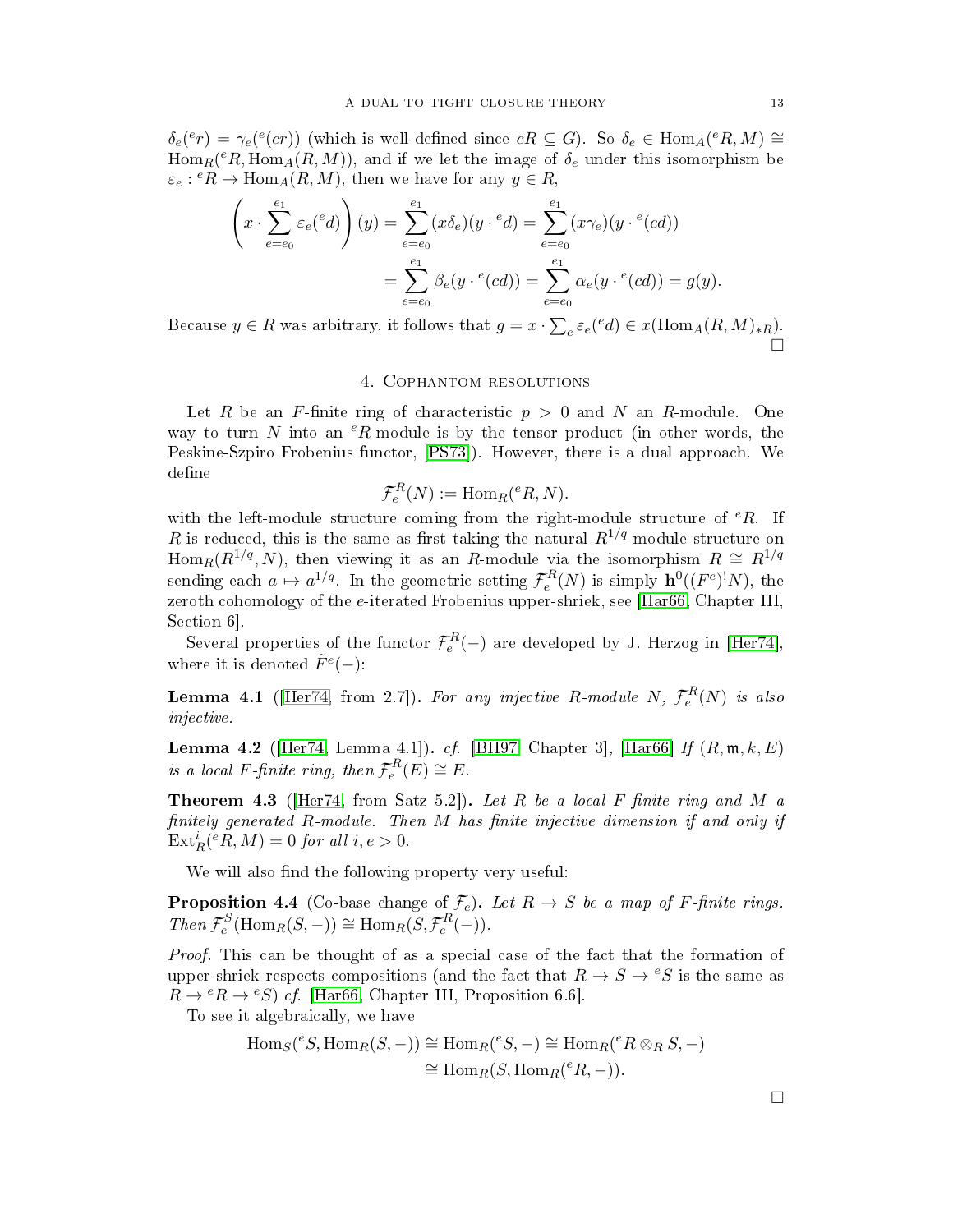$\delta_e({}^e r) = \gamma_e({}^e(cr))$ (which is well-defined since $cR \subseteq G$). So $\delta_e \in \operatorname{Hom}_A({}^eR, M) \cong \operatorname{Hom}_R({}^eR, \operatorname{Hom}_A(R, M))$, and if we let the image of $\delta_e$ under this isomorphism be $\varepsilon_e : {}^eR \to \operatorname{Hom}_A(R, M)$, then we have for any $y \in R$,

$$\left( x \cdot \sum_{e=e_0}^{e_1} \varepsilon_e({}^e d) \right)(y) = \sum_{e=e_0}^{e_1} (x\delta_e)(y \cdot {}^e d) = \sum_{e=e_0}^{e_1} (x\gamma_e)(y \cdot {}^e(cd))$$
$$= \sum_{e=e_0}^{e_1} \beta_e(y \cdot {}^e(cd)) = \sum_{e=e_0}^{e_1} \alpha_e(y \cdot {}^e(cd)) = g(y).$$

Because $y \in R$ was arbitrary, it follows that $g = x \cdot \sum_e \varepsilon_e({}^e d) \in x(\operatorname{Hom}_A(R, M)_{*R})$. □

## 4. Cophantom resolutions

Let $R$ be an $F$-finite ring of characteristic $p > 0$ and $N$ an $R$-module. One way to turn $N$ into an ${}^eR$-module is by the tensor product (in other words, the Peskine-Szpiro Frobenius functor, [PS73]). However, there is a dual approach. We define

$$\mathcal{F}_e^R(N) := \operatorname{Hom}_R({}^eR, N).$$

with the left-module structure coming from the right-module structure of ${}^eR$. If $R$ is reduced, this is the same as first taking the natural $R^{1/q}$-module structure on $\operatorname{Hom}_R(R^{1/q}, N)$, then viewing it as an $R$-module via the isomorphism $R \cong R^{1/q}$ sending each $a \mapsto a^{1/q}$. In the geometric setting $\mathcal{F}_e^R(N)$ is simply $\mathbf{h}^0((F^e)^! N)$, the zeroth cohomology of the $e$-iterated Frobenius upper-shriek, see [Har66, Chapter III, Section 6].

Several properties of the functor $\mathcal{F}_e^R(-)$ are developed by J. Herzog in [Her74], where it is denoted $\tilde{F}^e(-)$:

**Lemma 4.1** ([Her74, from 2.7]). *For any injective $R$-module $N$, $\mathcal{F}_e^R(N)$ is also injective.*

**Lemma 4.2** ([Her74, Lemma 4.1]). *cf.* [BH97, Chapter 3], [Har66] *If $(R, \mathfrak{m}, k, E)$ is a local $F$-finite ring, then $\mathcal{F}_e^R(E) \cong E$.*

**Theorem 4.3** ([Her74, from Satz 5.2]). *Let $R$ be a local $F$-finite ring and $M$ a finitely generated $R$-module. Then $M$ has finite injective dimension if and only if $\operatorname{Ext}_R^i({}^eR, M) = 0$ for all $i, e > 0$.*

We will also find the following property very useful:

**Proposition 4.4** (Co-base change of $\mathcal{F}_e$). *Let $R \to S$ be a map of $F$-finite rings. Then $\mathcal{F}_e^S(\operatorname{Hom}_R(S, -)) \cong \operatorname{Hom}_R(S, \mathcal{F}_e^R(-))$.*

*Proof.* This can be thought of as a special case of the fact that the formation of upper-shriek respects compositions (and the fact that $R \to S \to {}^eS$ is the same as $R \to {}^eR \to {}^eS$) *cf.* [Har66, Chapter III, Proposition 6.6].

To see it algebraically, we have

$$\operatorname{Hom}_S({}^eS, \operatorname{Hom}_R(S, -)) \cong \operatorname{Hom}_R({}^eS, -) \cong \operatorname{Hom}_R({}^eR \otimes_R S, -)$$
$$\cong \operatorname{Hom}_R(S, \operatorname{Hom}_R({}^eR, -)).$$

□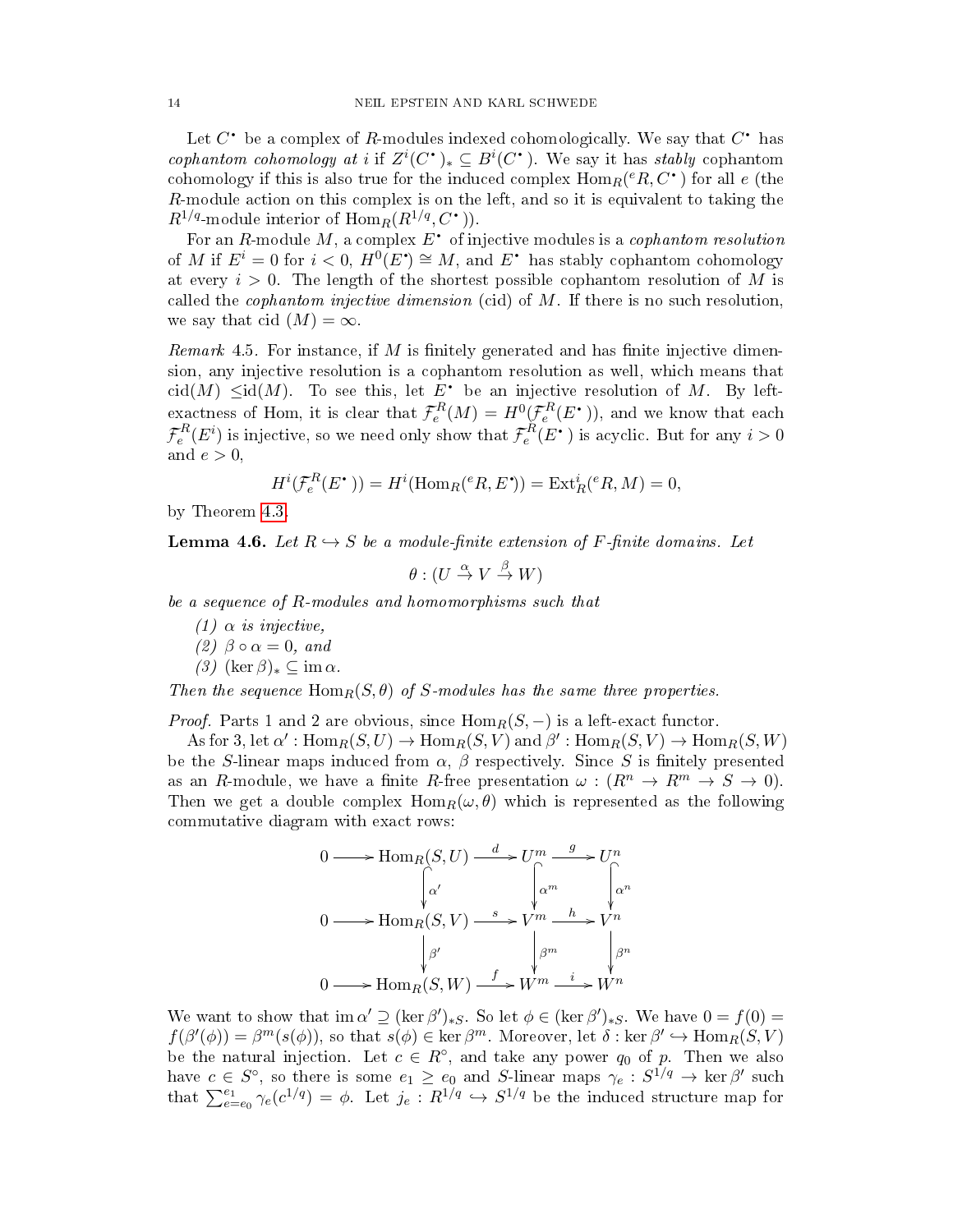Let $C^\bullet$ be a complex of $R$-modules indexed cohomologically. We say that $C^\bullet$ has *cophantom cohomology at $i$* if $Z^i(C^\bullet)_* \subseteq B^i(C^\bullet)$. We say it has *stably* cophantom cohomology if this is also true for the induced complex $\operatorname{Hom}_R({}^eR, C^\bullet)$ for all $e$ (the $R$-module action on this complex is on the left, and so it is equivalent to taking the $R^{1/q}$-module interior of $\operatorname{Hom}_R(R^{1/q}, C^\bullet)$).

For an $R$-module $M$, a complex $E^\bullet$ of injective modules is a *cophantom resolution* of $M$ if $E^i = 0$ for $i < 0$, $H^0(E^\bullet) \cong M$, and $E^\bullet$ has stably cophantom cohomology at every $i > 0$. The length of the shortest possible cophantom resolution of $M$ is called the *cophantom injective dimension* (cid) of $M$. If there is no such resolution, we say that cid $(M) = \infty$.

*Remark* 4.5. For instance, if $M$ is finitely generated and has finite injective dimension, any injective resolution is a cophantom resolution as well, which means that $\operatorname{cid}(M) \leq \operatorname{id}(M)$. To see this, let $E^\bullet$ be an injective resolution of $M$. By left-exactness of Hom, it is clear that $\mathcal{F}_e^R(M) = H^0(\mathcal{F}_e^R(E^\bullet))$, and we know that each $\mathcal{F}_e^R(E^i)$ is injective, so we need only show that $\mathcal{F}_e^R(E^\bullet)$ is acyclic. But for any $i > 0$ and $e > 0$,

$$H^i(\mathcal{F}_e^R(E^\bullet)) = H^i(\operatorname{Hom}_R({}^eR, E^\bullet)) = \operatorname{Ext}_R^i({}^eR, M) = 0,$$

by Theorem 4.3.

**Lemma 4.6.** *Let $R \hookrightarrow S$ be a module-finite extension of F-finite domains. Let*

$$\theta : (U \xrightarrow{\alpha} V \xrightarrow{\beta} W)$$

*be a sequence of $R$-modules and homomorphisms such that*

*(1) $\alpha$ is injective,*
*(2) $\beta \circ \alpha = 0$, and*
*(3) $(\ker \beta)_* \subseteq \operatorname{im} \alpha$.*

*Then the sequence $\operatorname{Hom}_R(S, \theta)$ of $S$-modules has the same three properties.*

*Proof.* Parts 1 and 2 are obvious, since $\operatorname{Hom}_R(S, -)$ is a left-exact functor.

As for 3, let $\alpha' : \operatorname{Hom}_R(S, U) \to \operatorname{Hom}_R(S, V)$ and $\beta' : \operatorname{Hom}_R(S, V) \to \operatorname{Hom}_R(S, W)$ be the $S$-linear maps induced from $\alpha$, $\beta$ respectively. Since $S$ is finitely presented as an $R$-module, we have a finite $R$-free presentation $\omega : (R^n \to R^m \to S \to 0)$. Then we get a double complex $\operatorname{Hom}_R(\omega, \theta)$ which is represented as the following commutative diagram with exact rows:

$$\begin{array}{ccccccc}
0 \longrightarrow & \operatorname{Hom}_R(S, U) & \xrightarrow{d} & U^m & \xrightarrow{g} & U^n \\
& \big\downarrow \alpha' & & \big\downarrow \alpha^m & & \big\downarrow \alpha^n \\
0 \longrightarrow & \operatorname{Hom}_R(S, V) & \xrightarrow{s} & V^m & \xrightarrow{h} & V^n \\
& \big\downarrow \beta' & & \big\downarrow \beta^m & & \big\downarrow \beta^n \\
0 \longrightarrow & \operatorname{Hom}_R(S, W) & \xrightarrow{f} & W^m & \xrightarrow{i} & W^n
\end{array}$$

We want to show that $\operatorname{im} \alpha' \supseteq (\ker \beta')_{*S}$. So let $\phi \in (\ker \beta')_{*S}$. We have $0 = f(0) = f(\beta'(\phi)) = \beta^m(s(\phi))$, so that $s(\phi) \in \ker \beta^m$. Moreover, let $\delta : \ker \beta' \hookrightarrow \operatorname{Hom}_R(S, V)$ be the natural injection. Let $c \in R^\circ$, and take any power $q_0$ of $p$. Then we also have $c \in S^\circ$, so there is some $e_1 \geq e_0$ and $S$-linear maps $\gamma_e : S^{1/q} \to \ker \beta'$ such that $\sum_{e=e_0}^{e_1} \gamma_e(c^{1/q}) = \phi$. Let $j_e : R^{1/q} \hookrightarrow S^{1/q}$ be the induced structure map for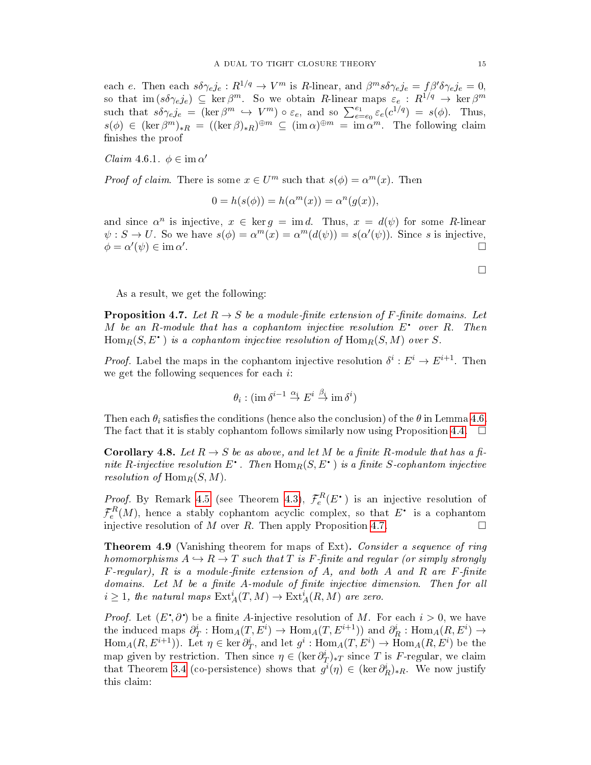each $e$. Then each $s\delta\gamma_e j_e : R^{1/q} \to V^m$ is $R$-linear, and $\beta^m s\delta\gamma_e j_e = f\beta'\delta\gamma_e j_e = 0$, so that $\operatorname{im}(s\delta\gamma_e j_e) \subseteq \ker \beta^m$. So we obtain $R$-linear maps $\varepsilon_e : R^{1/q} \to \ker \beta^m$ such that $s\delta\gamma_e j_e = (\ker \beta^m \hookrightarrow V^m) \circ \varepsilon_e$, and so $\sum_{e=e_0}^{e_1} \varepsilon_e(c^{1/q}) = s(\phi)$. Thus, $s(\phi) \in (\ker \beta^m)_{*R} = ((\ker \beta)_{*R})^{\oplus m} \subseteq (\operatorname{im} \alpha)^{\oplus m} = \operatorname{im} \alpha^m$. The following claim finishes the proof

*Claim* 4.6.1. $\phi \in \operatorname{im} \alpha'$

*Proof of claim.* There is some $x \in U^m$ such that $s(\phi) = \alpha^m(x)$. Then

$$0 = h(s(\phi)) = h(\alpha^m(x)) = \alpha^n(g(x)),$$

and since $\alpha^n$ is injective, $x \in \ker g = \operatorname{im} d$. Thus, $x = d(\psi)$ for some $R$-linear $\psi : S \to U$. So we have $s(\phi) = \alpha^m(x) = \alpha^m(d(\psi)) = s(\alpha'(\psi))$. Since $s$ is injective, $\phi = \alpha'(\psi) \in \operatorname{im} \alpha'$. ☐

☐

As a result, we get the following:

**Proposition 4.7.** *Let $R \to S$ be a module-finite extension of F-finite domains. Let $M$ be an $R$-module that has a cophantom injective resolution $E^\bullet$ over $R$. Then $\operatorname{Hom}_R(S, E^\bullet)$ is a cophantom injective resolution of $\operatorname{Hom}_R(S, M)$ over $S$.*

*Proof.* Label the maps in the cophantom injective resolution $\delta^i : E^i \to E^{i+1}$. Then we get the following sequences for each $i$:

$$\theta_i : (\operatorname{im} \delta^{i-1} \xrightarrow{\alpha_i} E^i \xrightarrow{\beta_i} \operatorname{im} \delta^i)$$

Then each $\theta_i$ satisfies the conditions (hence also the conclusion) of the $\theta$ in Lemma 4.6. The fact that it is stably cophantom follows similarly now using Proposition 4.4. ☐

**Corollary 4.8.** *Let $R \to S$ be as above, and let $M$ be a finite $R$-module that has a finite $R$-injective resolution $E^\bullet$. Then $\operatorname{Hom}_R(S, E^\bullet)$ is a finite $S$-cophantom injective resolution of $\operatorname{Hom}_R(S, M)$.*

*Proof.* By Remark 4.5 (see Theorem 4.3), $\mathcal{F}_e^R(E^\bullet)$ is an injective resolution of $\mathcal{F}_e^R(M)$, hence a stably cophantom acyclic complex, so that $E^\bullet$ is a cophantom injective resolution of $M$ over $R$. Then apply Proposition 4.7. ☐

**Theorem 4.9** (Vanishing theorem for maps of Ext)**.** *Consider a sequence of ring homomorphisms $A \hookrightarrow R \to T$ such that $T$ is F-finite and regular (or simply strongly F-regular), $R$ is a module-finite extension of $A$, and both $A$ and $R$ are F-finite domains. Let $M$ be a finite $A$-module of finite injective dimension. Then for all $i \geq 1$, the natural maps $\operatorname{Ext}_A^i(T, M) \to \operatorname{Ext}_A^i(R, M)$ are zero.*

*Proof.* Let $(E^\bullet, \partial^\bullet)$ be a finite $A$-injective resolution of $M$. For each $i > 0$, we have the induced maps $\partial_T^i : \operatorname{Hom}_A(T, E^i) \to \operatorname{Hom}_A(T, E^{i+1}))$ and $\partial_R^i : \operatorname{Hom}_A(R, E^i) \to \operatorname{Hom}_A(R, E^{i+1}))$. Let $\eta \in \ker \partial_T^i$, and let $g^i : \operatorname{Hom}_A(T, E^i) \to \operatorname{Hom}_A(R, E^i)$ be the map given by restriction. Then since $\eta \in (\ker \partial_T^i)_{*T}$ since $T$ is F-regular, we claim that Theorem 3.4 (co-persistence) shows that $g^i(\eta) \in (\ker \partial_R^i)_{*R}$. We now justify this claim: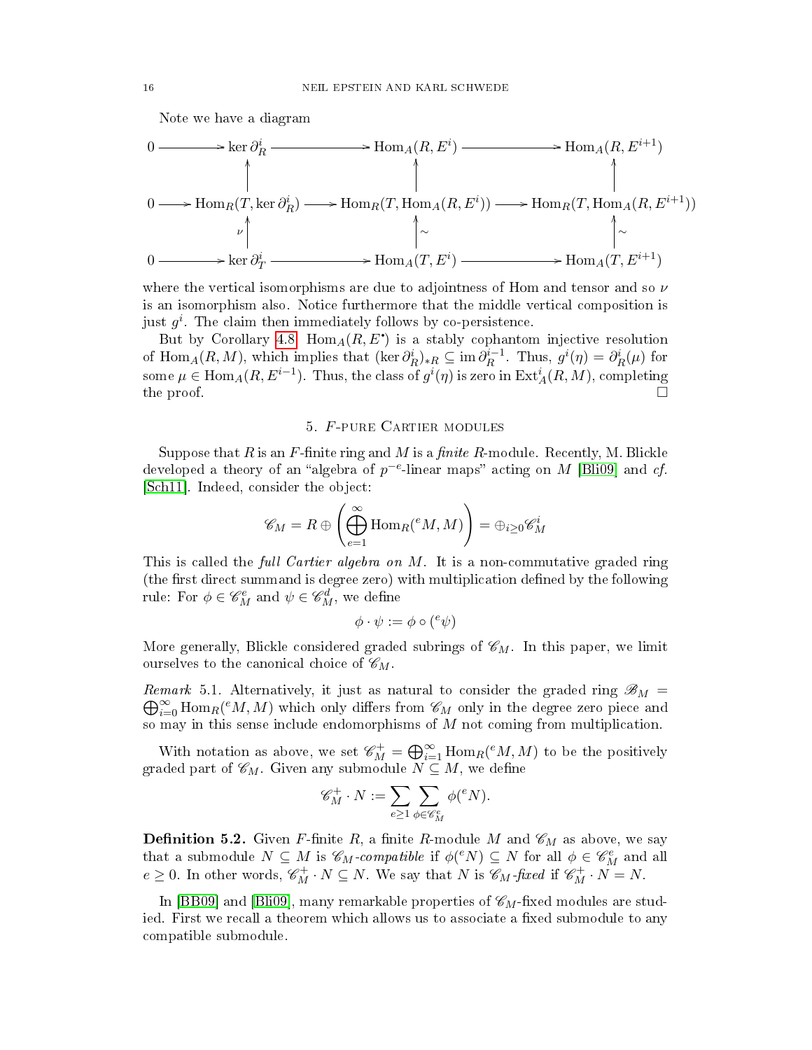Note we have a diagram

$$
\begin{array}{ccccccc}
0 & \longrightarrow & \ker \partial_R^i & \longrightarrow & \operatorname{Hom}_A(R, E^i) & \longrightarrow & \operatorname{Hom}_A(R, E^{i+1}) \\
 & & \uparrow & & \uparrow & & \uparrow \\
0 & \longrightarrow & \operatorname{Hom}_R(T, \ker \partial_R^i) & \longrightarrow & \operatorname{Hom}_R(T, \operatorname{Hom}_A(R, E^i)) & \longrightarrow & \operatorname{Hom}_R(T, \operatorname{Hom}_A(R, E^{i+1})) \\
 & & \nu \uparrow & & \uparrow \wr & & \uparrow \wr \\
0 & \longrightarrow & \ker \partial_T^i & \longrightarrow & \operatorname{Hom}_A(T, E^i) & \longrightarrow & \operatorname{Hom}_A(T, E^{i+1})
\end{array}
$$

where the vertical isomorphisms are due to adjointness of Hom and tensor and so $\nu$ is an isomorphism also. Notice furthermore that the middle vertical composition is just $g^i$. The claim then immediately follows by co-persistence.

But by Corollary 4.8, $\operatorname{Hom}_A(R, E^\bullet)$ is a stably cophantom injective resolution of $\operatorname{Hom}_A(R, M)$, which implies that $(\ker \partial_R^i)_{*R} \subseteq \operatorname{im} \partial_R^{i-1}$. Thus, $g^i(\eta) = \partial_R^i(\mu)$ for some $\mu \in \operatorname{Hom}_A(R, E^{i-1})$. Thus, the class of $g^i(\eta)$ is zero in $\operatorname{Ext}^i_A(R, M)$, completing the proof. □

## 5. $F$-pure Cartier modules

Suppose that $R$ is an $F$-finite ring and $M$ is a *finite* $R$-module. Recently, M. Blickle developed a theory of an "algebra of $p^{-e}$-linear maps" acting on $M$ [Bli09] and *cf.* [Sch11]. Indeed, consider the object:

$$
\mathscr{C}_M = R \oplus \left( \bigoplus_{e=1}^{\infty} \operatorname{Hom}_R({}^e M, M) \right) = \oplus_{i \geq 0} \mathscr{C}_M^i
$$

This is called the *full Cartier algebra on* $M$. It is a non-commutative graded ring (the first direct summand is degree zero) with multiplication defined by the following rule: For $\phi \in \mathscr{C}_M^e$ and $\psi \in \mathscr{C}_M^d$, we define

$$
\phi \cdot \psi := \phi \circ ({}^e \psi)
$$

More generally, Blickle considered graded subrings of $\mathscr{C}_M$. In this paper, we limit ourselves to the canonical choice of $\mathscr{C}_M$.

*Remark* 5.1. Alternatively, it just as natural to consider the graded ring $\mathscr{B}_M = \bigoplus_{i=0}^{\infty} \operatorname{Hom}_R({}^e M, M)$ which only differs from $\mathscr{C}_M$ only in the degree zero piece and so may in this sense include endomorphisms of $M$ not coming from multiplication.

With notation as above, we set $\mathscr{C}_M^+ = \bigoplus_{i=1}^{\infty} \operatorname{Hom}_R({}^e M, M)$ to be the positively graded part of $\mathscr{C}_M$. Given any submodule $N \subseteq M$, we define

$$
\mathscr{C}_M^+ \cdot N := \sum_{e \geq 1} \sum_{\phi \in \mathscr{C}_M^e} \phi({}^e N).
$$

**Definition 5.2.** Given $F$-finite $R$, a finite $R$-module $M$ and $\mathscr{C}_M$ as above, we say that a submodule $N \subseteq M$ is $\mathscr{C}_M$*-compatible* if $\phi({}^e N) \subseteq N$ for all $\phi \in \mathscr{C}_M^e$ and all $e \geq 0$. In other words, $\mathscr{C}_M^+ \cdot N \subseteq N$. We say that $N$ is $\mathscr{C}_M$*-fixed* if $\mathscr{C}_M^+ \cdot N = N$.

In [BB09] and [Bli09], many remarkable properties of $\mathscr{C}_M$-fixed modules are studied. First we recall a theorem which allows us to associate a fixed submodule to any compatible submodule.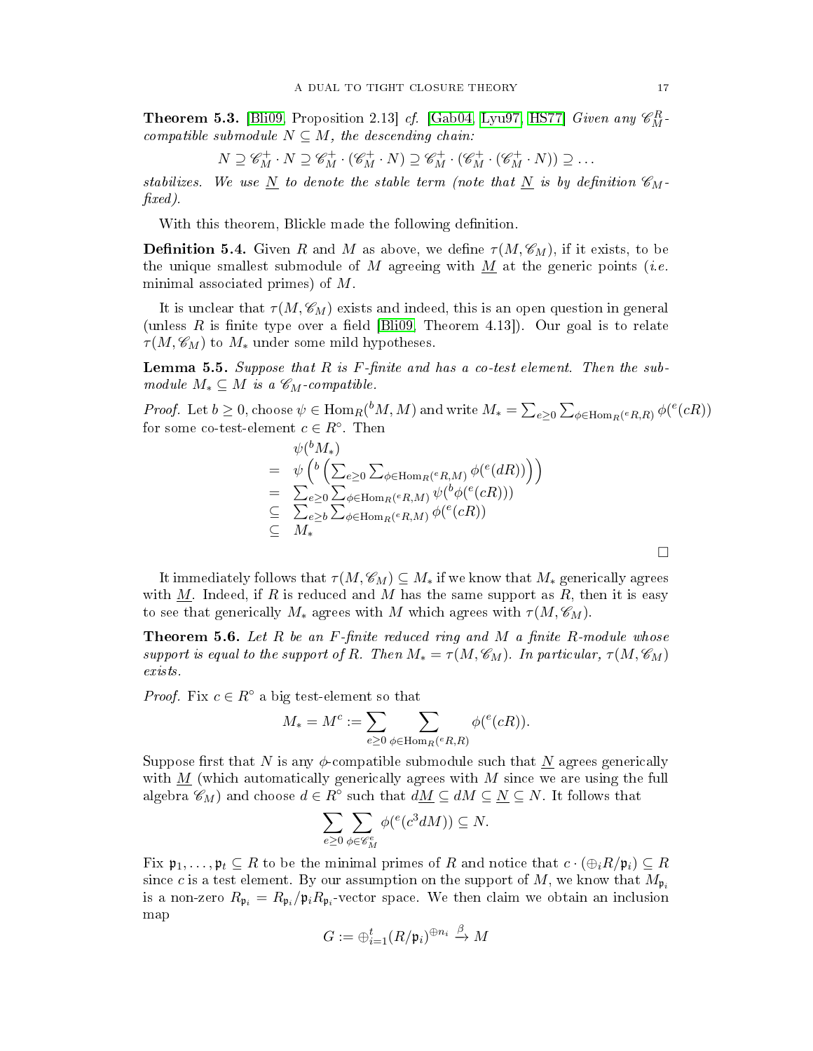**Theorem 5.3.** [Bli09, Proposition 2.13] *cf.* [Gab04, Lyu97, HS77] *Given any $\mathscr{C}_M^R$-compatible submodule $N \subseteq M$, the descending chain:*

$$N \supseteq \mathscr{C}_M^+ \cdot N \supseteq \mathscr{C}_M^+ \cdot (\mathscr{C}_M^+ \cdot N) \supseteq \mathscr{C}_M^+ \cdot (\mathscr{C}_M^+ \cdot (\mathscr{C}_M^+ \cdot N)) \supseteq \dots$$

*stabilizes. We use $\underline{N}$ to denote the stable term (note that $\underline{N}$ is by definition $\mathscr{C}_M$-fixed).*

With this theorem, Blickle made the following definition.

**Definition 5.4.** Given $R$ and $M$ as above, we define $\tau(M, \mathscr{C}_M)$, if it exists, to be the unique smallest submodule of $M$ agreeing with $\underline{M}$ at the generic points (*i.e.* minimal associated primes) of $M$.

It is unclear that $\tau(M, \mathscr{C}_M)$ exists and indeed, this is an open question in general (unless $R$ is finite type over a field [Bli09, Theorem 4.13]). Our goal is to relate $\tau(M, \mathscr{C}_M)$ to $M_*$ under some mild hypotheses.

**Lemma 5.5.** *Suppose that $R$ is F-finite and has a co-test element. Then the submodule $M_* \subseteq M$ is a $\mathscr{C}_M$-compatible.*

*Proof.* Let $b \geq 0$, choose $\psi \in \operatorname{Hom}_R({}^b M, M)$ and write $M_* = \sum_{e \geq 0} \sum_{\phi \in \operatorname{Hom}_R({}^e R, R)} \phi({}^e(cR))$ for some co-test-element $c \in R^\circ$. Then

$$\begin{array}{ll} & \psi({}^b M_*) \\ = & \psi\left({}^b\left(\sum_{e\geq 0}\sum_{\phi\in \operatorname{Hom}_R({}^e R, M)} \phi({}^e(dR))\right)\right) \\ = & \sum_{e\geq 0}\sum_{\phi\in \operatorname{Hom}_R({}^e R, M)} \psi({}^b\phi({}^e(cR))) \\ \subseteq & \sum_{e\geq b}\sum_{\phi\in \operatorname{Hom}_R({}^e R, M)} \phi({}^e(cR)) \\ \subseteq & M_* \end{array}$$

$\square$

It immediately follows that $\tau(M, \mathscr{C}_M) \subseteq M_*$ if we know that $M_*$ generically agrees with $\underline{M}$. Indeed, if $R$ is reduced and $M$ has the same support as $R$, then it is easy to see that generically $M_*$ agrees with $M$ which agrees with $\tau(M, \mathscr{C}_M)$.

**Theorem 5.6.** *Let $R$ be an F-finite reduced ring and $M$ a finite $R$-module whose support is equal to the support of $R$. Then $M_* = \tau(M, \mathscr{C}_M)$. In particular, $\tau(M, \mathscr{C}_M)$ exists.*

*Proof.* Fix $c \in R^\circ$ a big test-element so that

$$M_* = M^c := \sum_{e \geq 0} \sum_{\phi \in \operatorname{Hom}_R({}^e R, R)} \phi({}^e(cR)).$$

Suppose first that $N$ is any $\phi$-compatible submodule such that $\underline{N}$ agrees generically with $\underline{M}$ (which automatically generically agrees with $M$ since we are using the full algebra $\mathscr{C}_M$) and choose $d \in R^\circ$ such that $d\underline{M} \subseteq dM \subseteq \underline{N} \subseteq N$. It follows that

$$\sum_{e \geq 0} \sum_{\phi \in \mathscr{C}_M^e} \phi({}^e(c^3 dM)) \subseteq N.$$

Fix $\mathfrak{p}_1, \dots, \mathfrak{p}_t \subseteq R$ to be the minimal primes of $R$ and notice that $c \cdot (\oplus_i R/\mathfrak{p}_i) \subseteq R$ since $c$ is a test element. By our assumption on the support of $M$, we know that $M_{\mathfrak{p}_i}$ is a non-zero $R_{\mathfrak{p}_i} = R_{\mathfrak{p}_i}/\mathfrak{p}_i R_{\mathfrak{p}_i}$-vector space. We then claim we obtain an inclusion map

$$G := \oplus_{i=1}^t (R/\mathfrak{p}_i)^{\oplus n_i} \xrightarrow{\beta} M$$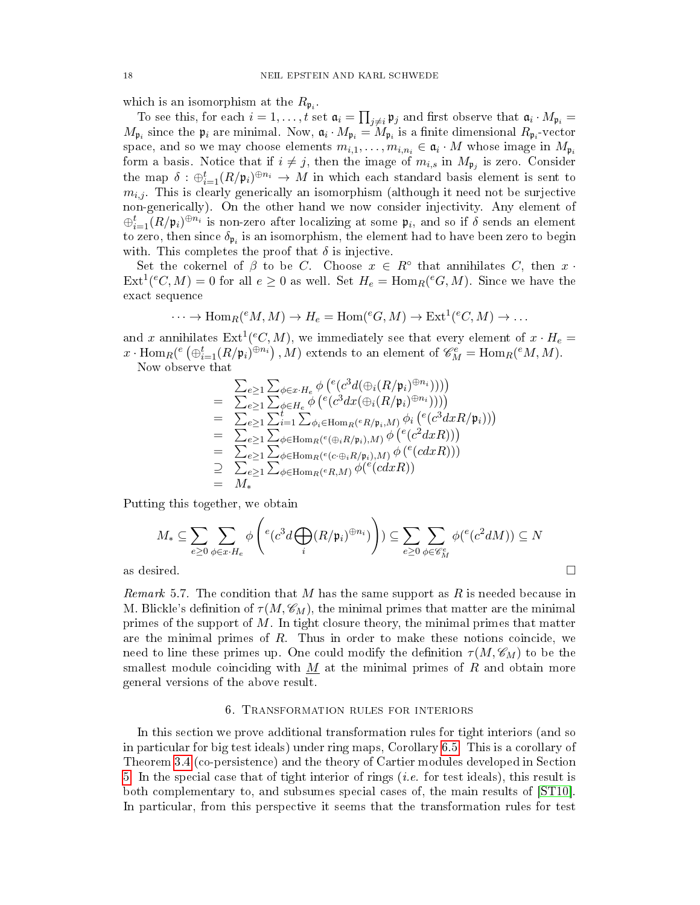which is an isomorphism at the $R_{\mathfrak{p}_i}$.

To see this, for each $i = 1, \dots, t$ set $\mathfrak{a}_i = \prod_{j \neq i} \mathfrak{p}_j$ and first observe that $\mathfrak{a}_i \cdot M_{\mathfrak{p}_i} = M_{\mathfrak{p}_i}$ since the $\mathfrak{p}_i$ are minimal. Now, $\mathfrak{a}_i \cdot M_{\mathfrak{p}_i} = M_{\mathfrak{p}_i}$ is a finite dimensional $R_{\mathfrak{p}_i}$-vector space, and so we may choose elements $m_{i,1}, \dots, m_{i,n_i} \in \mathfrak{a}_i \cdot M$ whose image in $M_{\mathfrak{p}_i}$ form a basis. Notice that if $i \neq j$, then the image of $m_{i,s}$ in $M_{\mathfrak{p}_j}$ is zero. Consider the map $\delta : \oplus_{i=1}^t (R/\mathfrak{p}_i)^{\oplus n_i} \to M$ in which each standard basis element is sent to $m_{i,j}$. This is clearly generically an isomorphism (although it need not be surjective non-generically). On the other hand we now consider injectivity. Any element of $\oplus_{i=1}^t (R/\mathfrak{p}_i)^{\oplus n_i}$ is non-zero after localizing at some $\mathfrak{p}_i$, and so if $\delta$ sends an element to zero, then since $\delta_{\mathfrak{p}_i}$ is an isomorphism, the element had to have been zero to begin with. This completes the proof that $\delta$ is injective.

Set the cokernel of $\beta$ to be $C$. Choose $x \in R^\circ$ that annihilates $C$, then $x \cdot \mathrm{Ext}^1({}^eC, M) = 0$ for all $e \geq 0$ as well. Set $H_e = \mathrm{Hom}_R({}^eG, M)$. Since we have the exact sequence

$$\cdots \to \mathrm{Hom}_R({}^eM, M) \to H_e = \mathrm{Hom}({}^eG, M) \to \mathrm{Ext}^1({}^eC, M) \to \dots$$

and $x$ annihilates $\mathrm{Ext}^1({}^eC, M)$, we immediately see that every element of $x \cdot H_e = x \cdot \mathrm{Hom}_R({}^e\left(\oplus_{i=1}^t (R/\mathfrak{p}_i)^{\oplus n_i}\right), M)$ extends to an element of $\mathscr{C}_M^e = \mathrm{Hom}_R({}^eM, M)$.

Now observe that

$$\begin{array}{rl}
& \sum_{e \geq 1} \sum_{\phi \in x \cdot H_e} \phi\left({}^e(c^3 d(\oplus_i (R/\mathfrak{p}_i)^{\oplus n_i}))\right) \\
= & \sum_{e \geq 1} \sum_{\phi \in H_e} \phi\left({}^e(c^3 dx(\oplus_i (R/\mathfrak{p}_i)^{\oplus n_i}))\right) \\
= & \sum_{e \geq 1} \sum_{i=1}^t \sum_{\phi_i \in \mathrm{Hom}_R({}^eR/\mathfrak{p}_i, M)} \phi_i\left({}^e(c^3 dxR/\mathfrak{p}_i)\right) \\
= & \sum_{e \geq 1} \sum_{\phi \in \mathrm{Hom}_R({}^e(\oplus_i R/\mathfrak{p}_i), M)} \phi\left({}^e(c^2 dxR)\right) \\
= & \sum_{e \geq 1} \sum_{\phi \in \mathrm{Hom}_R({}^e(c \cdot \oplus_i R/\mathfrak{p}_i), M)} \phi\left({}^e(cdxR)\right) \\
\supseteq & \sum_{e \geq 1} \sum_{\phi \in \mathrm{Hom}_R({}^eR, M)} \phi({}^e(cdxR)) \\
= & M_*
\end{array}$$

Putting this together, we obtain

$$M_* \subseteq \sum_{e \geq 0} \sum_{\phi \in x \cdot H_e} \phi\left({}^e(c^3 d \bigoplus_i (R/\mathfrak{p}_i)^{\oplus n_i})\right) \subseteq \sum_{e \geq 0} \sum_{\phi \in \mathscr{C}_M^e} \phi({}^e(c^2 dM)) \subseteq N$$

as desired. $\square$

*Remark* 5.7. The condition that $M$ has the same support as $R$ is needed because in M. Blickle's definition of $\tau(M, \mathscr{C}_M)$, the minimal primes that matter are the minimal primes of the support of $M$. In tight closure theory, the minimal primes that matter are the minimal primes of $R$. Thus in order to make these notions coincide, we need to line these primes up. One could modify the definition $\tau(M, \mathscr{C}_M)$ to be the smallest module coinciding with $\underline{M}$ at the minimal primes of $R$ and obtain more general versions of the above result.

## 6. Transformation rules for interiors

In this section we prove additional transformation rules for tight interiors (and so in particular for big test ideals) under ring maps, Corollary 6.5. This is a corollary of Theorem 3.4 (co-persistence) and the theory of Cartier modules developed in Section 5. In the special case that of tight interior of rings (*i.e.* for test ideals), this result is both complementary to, and subsumes special cases of, the main results of [ST10]. In particular, from this perspective it seems that the transformation rules for test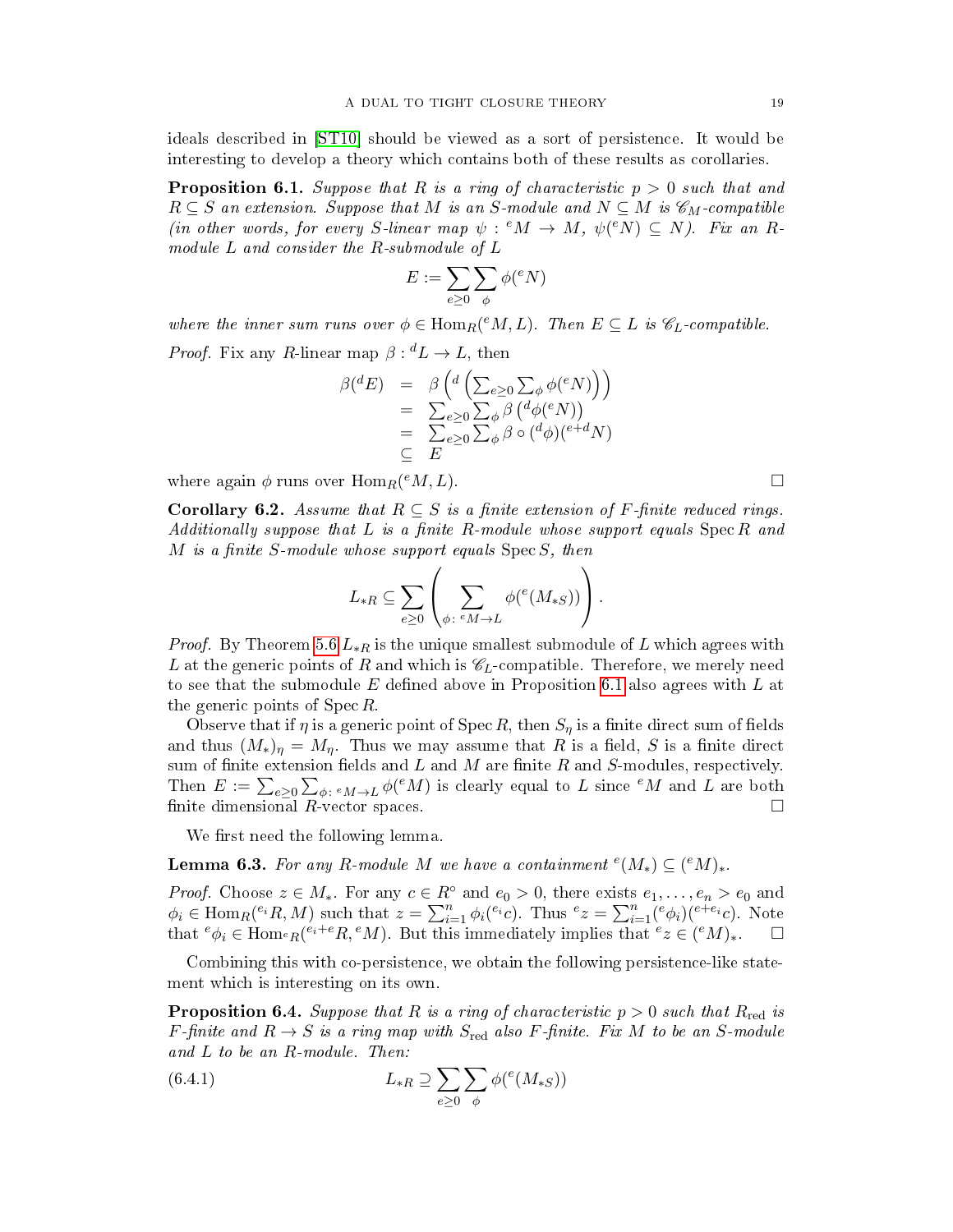ideals described in [ST10] should be viewed as a sort of persistence. It would be interesting to develop a theory which contains both of these results as corollaries.

**Proposition 6.1.** *Suppose that $R$ is a ring of characteristic $p > 0$ such that and $R \subseteq S$ an extension. Suppose that $M$ is an $S$-module and $N \subseteq M$ is $\mathscr{C}_M$-compatible (in other words, for every $S$-linear map $\psi : {}^e M \to M$, $\psi({}^e N) \subseteq N$). Fix an $R$-module $L$ and consider the $R$-submodule of $L$*

$$E := \sum_{e \geq 0} \sum_{\phi} \phi({}^e N)$$

*where the inner sum runs over $\phi \in \operatorname{Hom}_R({}^e M, L)$. Then $E \subseteq L$ is $\mathscr{C}_L$-compatible.*

*Proof.* Fix any $R$-linear map $\beta : {}^d L \to L$, then

$$\begin{array}{rcl} \beta({}^d E) & = & \beta\left({}^d \left(\sum_{e \geq 0} \sum_{\phi} \phi({}^e N)\right)\right) \\ & = & \sum_{e \geq 0} \sum_{\phi} \beta\left({}^d \phi({}^e N)\right) \\ & = & \sum_{e \geq 0} \sum_{\phi} \beta \circ ({}^d \phi)({}^{e+d} N) \\ & \subseteq & E \end{array}$$

where again $\phi$ runs over $\operatorname{Hom}_R({}^e M, L)$. $\square$

**Corollary 6.2.** *Assume that $R \subseteq S$ is a finite extension of $F$-finite reduced rings. Additionally suppose that $L$ is a finite $R$-module whose support equals $\operatorname{Spec} R$ and $M$ is a finite $S$-module whose support equals $\operatorname{Spec} S$, then*

$$L_{*R} \subseteq \sum_{e \geq 0} \left( \sum_{\phi : {}^e M \to L} \phi({}^e (M_{*S})) \right).$$

*Proof.* By Theorem 5.6 $L_{*R}$ is the unique smallest submodule of $L$ which agrees with $L$ at the generic points of $R$ and which is $\mathscr{C}_L$-compatible. Therefore, we merely need to see that the submodule $E$ defined above in Proposition 6.1 also agrees with $L$ at the generic points of $\operatorname{Spec} R$.

Observe that if $\eta$ is a generic point of $\operatorname{Spec} R$, then $S_\eta$ is a finite direct sum of fields and thus $(M_*)_\eta = M_\eta$. Thus we may assume that $R$ is a field, $S$ is a finite direct sum of finite extension fields and $L$ and $M$ are finite $R$ and $S$-modules, respectively. Then $E := \sum_{e \geq 0} \sum_{\phi : {}^e M \to L} \phi({}^e M)$ is clearly equal to $L$ since ${}^e M$ and $L$ are both finite dimensional $R$-vector spaces. $\square$

We first need the following lemma.

**Lemma 6.3.** *For any $R$-module $M$ we have a containment ${}^e(M_*) \subseteq ({}^e M)_*$.*

*Proof.* Choose $z \in M_*$. For any $c \in R^\circ$ and $e_0 > 0$, there exists $e_1, \dots, e_n > e_0$ and $\phi_i \in \operatorname{Hom}_R({}^{e_i} R, M)$ such that $z = \sum_{i=1}^n \phi_i({}^{e_i} c)$. Thus ${}^e z = \sum_{i=1}^n ({}^e \phi_i)({}^{e+e_i} c)$. Note that ${}^e \phi_i \in \operatorname{Hom}_{{}^e R}({}^{e_i+e} R, {}^e M)$. But this immediately implies that ${}^e z \in ({}^e M)_*$. $\square$

Combining this with co-persistence, we obtain the following persistence-like statement which is interesting on its own.

**Proposition 6.4.** *Suppose that $R$ is a ring of characteristic $p > 0$ such that $R_{\mathrm{red}}$ is $F$-finite and $R \to S$ is a ring map with $S_{\mathrm{red}}$ also $F$-finite. Fix $M$ to be an $S$-module and $L$ to be an $R$-module. Then:*

$$L_{*R} \supseteq \sum_{e \geq 0} \sum_{\phi} \phi({}^e (M_{*S})) \tag{6.4.1}$$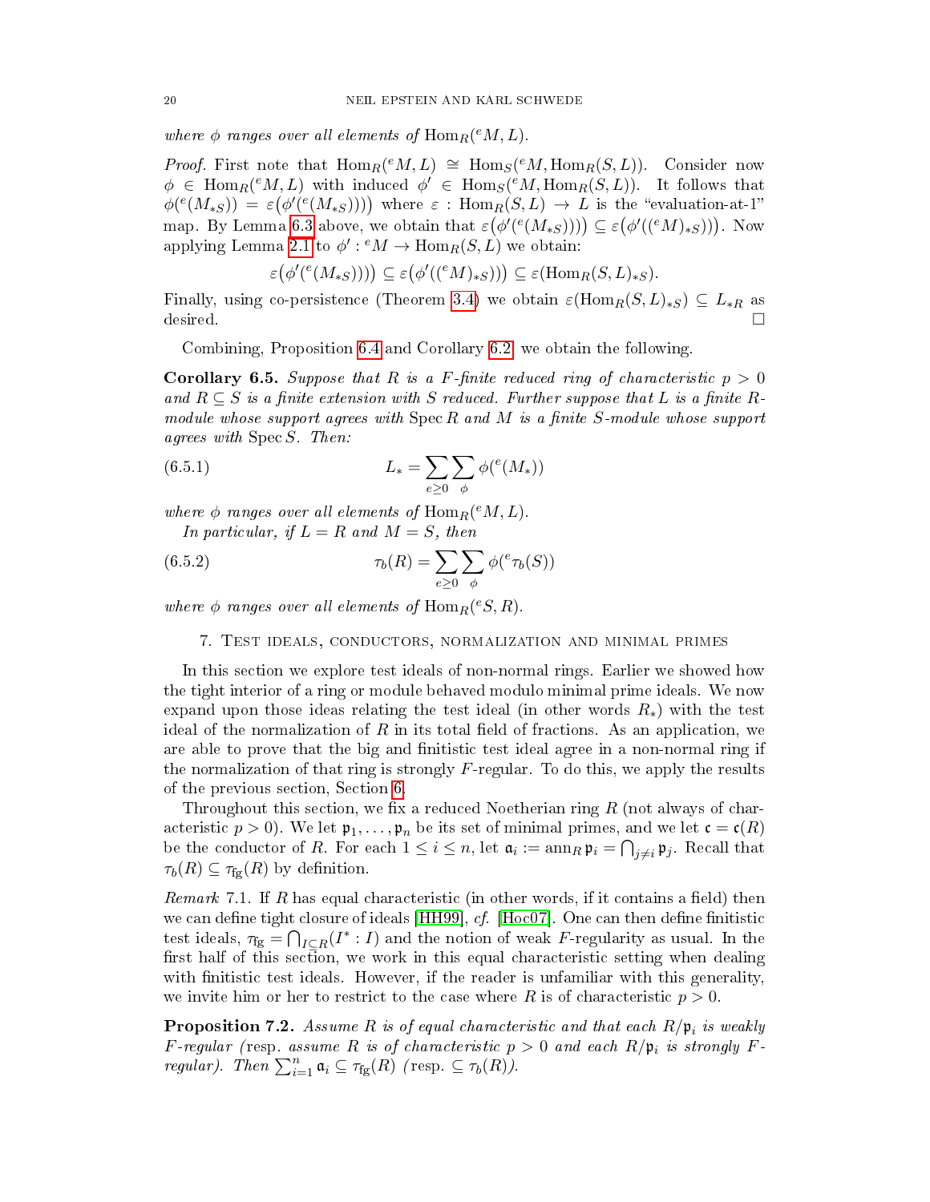*where $\phi$ ranges over all elements of $\operatorname{Hom}_R({}^e M, L)$.*

*Proof.* First note that $\operatorname{Hom}_R({}^e M, L) \cong \operatorname{Hom}_S({}^e M, \operatorname{Hom}_R(S, L))$. Consider now $\phi \in \operatorname{Hom}_R({}^e M, L)$ with induced $\phi' \in \operatorname{Hom}_S({}^e M, \operatorname{Hom}_R(S, L))$. It follows that $\phi({}^e(M_{*S})) = \varepsilon\big(\phi'({}^e(M_{*S}))\big)$ where $\varepsilon : \operatorname{Hom}_R(S, L) \to L$ is the "evaluation-at-1" map. By Lemma 6.3 above, we obtain that $\varepsilon\big(\phi'({}^e(M_{*S}))\big) \subseteq \varepsilon\big(\phi'(({}^e M)_{*S})\big)$. Now applying Lemma 2.1 to $\phi' : {}^e M \to \operatorname{Hom}_R(S, L)$ we obtain:

$$\varepsilon\big(\phi'({}^e(M_{*S}))\big) \subseteq \varepsilon\big(\phi'(({}^e M)_{*S})\big) \subseteq \varepsilon(\operatorname{Hom}_R(S, L)_{*S}).$$

Finally, using co-persistence (Theorem 3.4) we obtain $\varepsilon(\operatorname{Hom}_R(S, L)_{*S}) \subseteq L_{*R}$ as desired. $\square$

Combining, Proposition 6.4 and Corollary 6.2, we obtain the following.

**Corollary 6.5.** *Suppose that $R$ is a $F$-finite reduced ring of characteristic $p > 0$ and $R \subseteq S$ is a finite extension with $S$ reduced. Further suppose that $L$ is a finite $R$-module whose support agrees with $\operatorname{Spec} R$ and $M$ is a finite $S$-module whose support agrees with $\operatorname{Spec} S$. Then:*

$$L_* = \sum_{e \geq 0} \sum_{\phi} \phi({}^e(M_*)) \tag{6.5.1}$$

*where $\phi$ ranges over all elements of $\operatorname{Hom}_R({}^e M, L)$.*

*In particular, if $L = R$ and $M = S$, then*

$$\tau_b(R) = \sum_{e \geq 0} \sum_{\phi} \phi({}^e \tau_b(S)) \tag{6.5.2}$$

*where $\phi$ ranges over all elements of $\operatorname{Hom}_R({}^e S, R)$.*

## 7. Test ideals, conductors, normalization and minimal primes

In this section we explore test ideals of non-normal rings. Earlier we showed how the tight interior of a ring or module behaved modulo minimal prime ideals. We now expand upon those ideas relating the test ideal (in other words $R_*$) with the test ideal of the normalization of $R$ in its total field of fractions. As an application, we are able to prove that the big and finitistic test ideal agree in a non-normal ring if the normalization of that ring is strongly $F$-regular. To do this, we apply the results of the previous section, Section 6.

Throughout this section, we fix a reduced Noetherian ring $R$ (not always of characteristic $p > 0$). We let $\mathfrak{p}_1, \ldots, \mathfrak{p}_n$ be its set of minimal primes, and we let $\mathfrak{c} = \mathfrak{c}(R)$ be the conductor of $R$. For each $1 \leq i \leq n$, let $\mathfrak{a}_i := \operatorname{ann}_R \mathfrak{p}_i = \bigcap_{j \neq i} \mathfrak{p}_j$. Recall that $\tau_b(R) \subseteq \tau_{\mathrm{fg}}(R)$ by definition.

*Remark* 7.1. If $R$ has equal characteristic (in other words, if it contains a field) then we can define tight closure of ideals [HH99], *cf.* [Hoc07]. One can then define finitistic test ideals, $\tau_{\mathrm{fg}} = \bigcap_{I \subseteq R} (I^* : I)$ and the notion of weak $F$-regularity as usual. In the first half of this section, we work in this equal characteristic setting when dealing with finitistic test ideals. However, if the reader is unfamiliar with this generality, we invite him or her to restrict to the case where $R$ is of characteristic $p > 0$.

**Proposition 7.2.** *Assume $R$ is of equal characteristic and that each $R/\mathfrak{p}_i$ is weakly $F$-regular (*resp. *assume $R$ is of characteristic $p > 0$ and each $R/\mathfrak{p}_i$ is strongly $F$-regular). Then $\sum_{i=1}^n \mathfrak{a}_i \subseteq \tau_{\mathrm{fg}}(R)$ (*resp. *$\subseteq \tau_b(R)$).*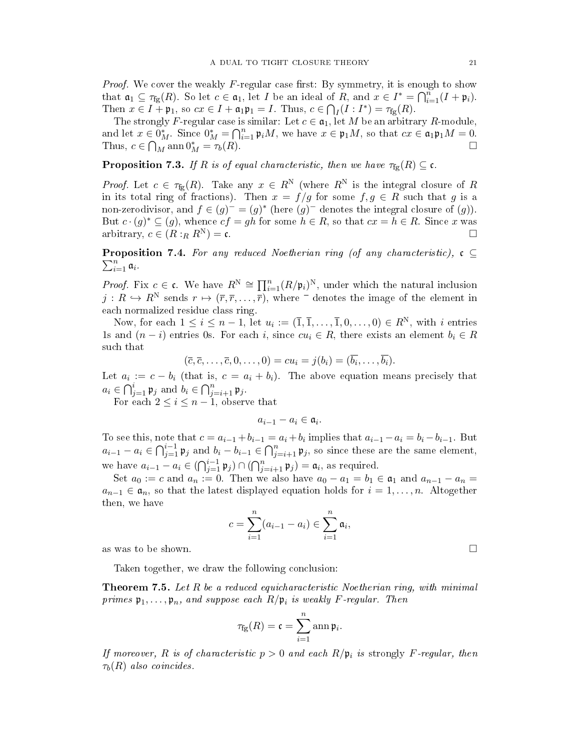*Proof.* We cover the weakly $F$-regular case first: By symmetry, it is enough to show that $\mathfrak{a}_1 \subseteq \tau_{\text{fg}}(R)$. So let $c \in \mathfrak{a}_1$, let $I$ be an ideal of $R$, and $x \in I^* = \bigcap_{i=1}^n (I + \mathfrak{p}_i)$. Then $x \in I + \mathfrak{p}_1$, so $cx \in I + \mathfrak{a}_1\mathfrak{p}_1 = I$. Thus, $c \in \bigcap_I (I : I^*) = \tau_{\text{fg}}(R)$.

The strongly $F$-regular case is similar: Let $c \in \mathfrak{a}_1$, let $M$ be an arbitrary $R$-module, and let $x \in 0_M^*$. Since $0_M^* = \bigcap_{i=1}^n \mathfrak{p}_i M$, we have $x \in \mathfrak{p}_1 M$, so that $cx \in \mathfrak{a}_1\mathfrak{p}_1 M = 0$. Thus, $c \in \bigcap_M \operatorname{ann} 0_M^* = \tau_b(R)$. □

**Proposition 7.3.** *If $R$ is of equal characteristic, then we have $\tau_{\text{fg}}(R) \subseteq \mathfrak{c}$.*

*Proof.* Let $c \in \tau_{\text{fg}}(R)$. Take any $x \in R^{\text{N}}$ (where $R^{\text{N}}$ is the integral closure of $R$ in its total ring of fractions). Then $x = f/g$ for some $f, g \in R$ such that $g$ is a non-zerodivisor, and $f \in (g)^- = (g)^*$ (here $(g)^-$ denotes the integral closure of $(g)$). But $c \cdot (g)^* \subseteq (g)$, whence $cf = gh$ for some $h \in R$, so that $cx = h \in R$. Since $x$ was arbitrary, $c \in (R :_R R^{\text{N}}) = \mathfrak{c}$. □

**Proposition 7.4.** *For any reduced Noetherian ring (of any characteristic), $\mathfrak{c} \subseteq \sum_{i=1}^n \mathfrak{a}_i$.*

*Proof.* Fix $c \in \mathfrak{c}$. We have $R^{\text{N}} \cong \prod_{i=1}^n (R/\mathfrak{p}_i)^{\text{N}}$, under which the natural inclusion $j : R \hookrightarrow R^{\text{N}}$ sends $r \mapsto (\overline{r}, \overline{r}, \ldots, \overline{r})$, where $^-$ denotes the image of the element in each normalized residue class ring.

Now, for each $1 \le i \le n-1$, let $u_i := (\overline{1}, \overline{1}, \ldots, \overline{1}, 0, \ldots, 0) \in R^{\text{N}}$, with $i$ entries 1s and $(n-i)$ entries 0s. For each $i$, since $cu_i \in R$, there exists an element $b_i \in R$ such that

$$(\overline{c}, \overline{c}, \ldots, \overline{c}, 0, \ldots, 0) = cu_i = j(b_i) = (\overline{b_i}, \ldots, \overline{b_i}).$$

Let $a_i := c - b_i$ (that is, $c = a_i + b_i$). The above equation means precisely that $a_i \in \bigcap_{j=1}^i \mathfrak{p}_j$ and $b_i \in \bigcap_{j=i+1}^n \mathfrak{p}_j$.

For each $2 \le i \le n-1$, observe that

$$a_{i-1} - a_i \in \mathfrak{a}_i.$$

To see this, note that $c = a_{i-1} + b_{i-1} = a_i + b_i$ implies that $a_{i-1} - a_i = b_i - b_{i-1}$. But $a_{i-1} - a_i \in \bigcap_{j=1}^{i-1} \mathfrak{p}_j$ and $b_i - b_{i-1} \in \bigcap_{j=i+1}^n \mathfrak{p}_j$, so since these are the same element, we have $a_{i-1} - a_i \in (\bigcap_{j=1}^{i-1} \mathfrak{p}_j) \cap (\bigcap_{j=i+1}^n \mathfrak{p}_j) = \mathfrak{a}_i$, as required.

Set $a_0 := c$ and $a_n := 0$. Then we also have $a_0 - a_1 = b_1 \in \mathfrak{a}_1$ and $a_{n-1} - a_n = a_{n-1} \in \mathfrak{a}_n$, so that the latest displayed equation holds for $i = 1, \ldots, n$. Altogether then, we have

$$c = \sum_{i=1}^n (a_{i-1} - a_i) \in \sum_{i=1}^n \mathfrak{a}_i,$$

as was to be shown. □

Taken together, we draw the following conclusion:

**Theorem 7.5.** *Let $R$ be a reduced equicharacteristic Noetherian ring, with minimal primes $\mathfrak{p}_1, \ldots, \mathfrak{p}_n$, and suppose each $R/\mathfrak{p}_i$ is weakly $F$-regular. Then*

$$\tau_{\text{fg}}(R) = \mathfrak{c} = \sum_{i=1}^n \operatorname{ann} \mathfrak{p}_i.$$

*If moreover, $R$ is of characteristic $p > 0$ and each $R/\mathfrak{p}_i$ is* strongly *$F$-regular, then $\tau_b(R)$ also coincides.*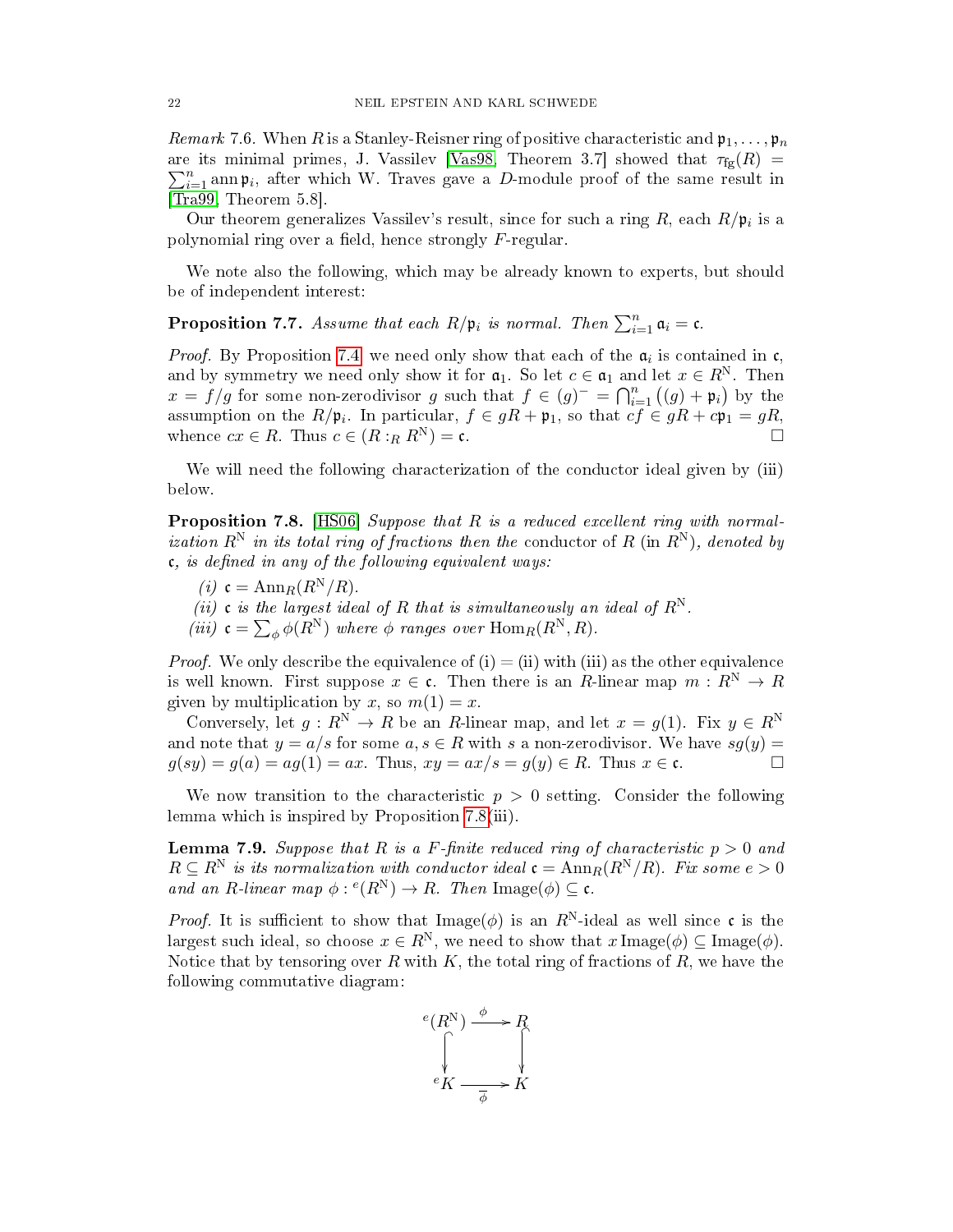*Remark* 7.6. When $R$ is a Stanley-Reisner ring of positive characteristic and $\mathfrak{p}_1, \ldots, \mathfrak{p}_n$ are its minimal primes, J. Vassilev [Vas98, Theorem 3.7] showed that $\tau_{\mathrm{fg}}(R) = \sum_{i=1}^n \operatorname{ann} \mathfrak{p}_i$, after which W. Traves gave a $D$-module proof of the same result in [Tra99, Theorem 5.8].

Our theorem generalizes Vassilev's result, since for such a ring $R$, each $R/\mathfrak{p}_i$ is a polynomial ring over a field, hence strongly $F$-regular.

We note also the following, which may be already known to experts, but should be of independent interest:

**Proposition 7.7.** *Assume that each $R/\mathfrak{p}_i$ is normal. Then $\sum_{i=1}^n \mathfrak{a}_i = \mathfrak{c}$.*

*Proof.* By Proposition 7.4 we need only show that each of the $\mathfrak{a}_i$ is contained in $\mathfrak{c}$, and by symmetry we need only show it for $\mathfrak{a}_1$. So let $c \in \mathfrak{a}_1$ and let $x \in R^{\mathrm{N}}$. Then $x = f/g$ for some non-zerodivisor $g$ such that $f \in (g)^- = \bigcap_{i=1}^n ((g) + \mathfrak{p}_i)$ by the assumption on the $R/\mathfrak{p}_i$. In particular, $f \in gR + \mathfrak{p}_1$, so that $cf \in gR + c\mathfrak{p}_1 = gR$, whence $cx \in R$. Thus $c \in (R :_R R^{\mathrm{N}}) = \mathfrak{c}$. $\square$

We will need the following characterization of the conductor ideal given by (iii) below.

**Proposition 7.8.** [HS06] *Suppose that $R$ is a reduced excellent ring with normalization $R^{\mathrm{N}}$ in its total ring of fractions then the* conductor of $R$ (in $R^{\mathrm{N}}$)*, denoted by $\mathfrak{c}$, is defined in any of the following equivalent ways:*

*(i)* $\mathfrak{c} = \operatorname{Ann}_R(R^{\mathrm{N}}/R)$.

*(ii)* *$\mathfrak{c}$ is the largest ideal of $R$ that is simultaneously an ideal of $R^{\mathrm{N}}$.*

*(iii)* $\mathfrak{c} = \sum_\phi \phi(R^{\mathrm{N}})$ *where $\phi$ ranges over $\operatorname{Hom}_R(R^{\mathrm{N}}, R)$.*

*Proof.* We only describe the equivalence of (i) = (ii) with (iii) as the other equivalence is well known. First suppose $x \in \mathfrak{c}$. Then there is an $R$-linear map $m : R^{\mathrm{N}} \to R$ given by multiplication by $x$, so $m(1) = x$.

Conversely, let $g : R^{\mathrm{N}} \to R$ be an $R$-linear map, and let $x = g(1)$. Fix $y \in R^{\mathrm{N}}$ and note that $y = a/s$ for some $a, s \in R$ with $s$ a non-zerodivisor. We have $sg(y) = g(sy) = g(a) = ag(1) = ax$. Thus, $xy = ax/s = g(y) \in R$. Thus $x \in \mathfrak{c}$. $\square$

We now transition to the characteristic $p > 0$ setting. Consider the following lemma which is inspired by Proposition 7.8(iii).

**Lemma 7.9.** *Suppose that $R$ is a $F$-finite reduced ring of characteristic $p > 0$ and $R \subseteq R^{\mathrm{N}}$ is its normalization with conductor ideal $\mathfrak{c} = \operatorname{Ann}_R(R^{\mathrm{N}}/R)$. Fix some $e > 0$ and an $R$-linear map $\phi : {}^e(R^{\mathrm{N}}) \to R$. Then $\operatorname{Image}(\phi) \subseteq \mathfrak{c}$.*

*Proof.* It is sufficient to show that $\operatorname{Image}(\phi)$ is an $R^{\mathrm{N}}$-ideal as well since $\mathfrak{c}$ is the largest such ideal, so choose $x \in R^{\mathrm{N}}$, we need to show that $x \operatorname{Image}(\phi) \subseteq \operatorname{Image}(\phi)$. Notice that by tensoring over $R$ with $K$, the total ring of fractions of $R$, we have the following commutative diagram:

$$\begin{array}{ccc} {}^e(R^{\mathrm{N}}) & \xrightarrow{\phi} & R \\ \downarrow & & \downarrow \\ {}^eK & \xrightarrow{\overline{\phi}} & K \end{array}$$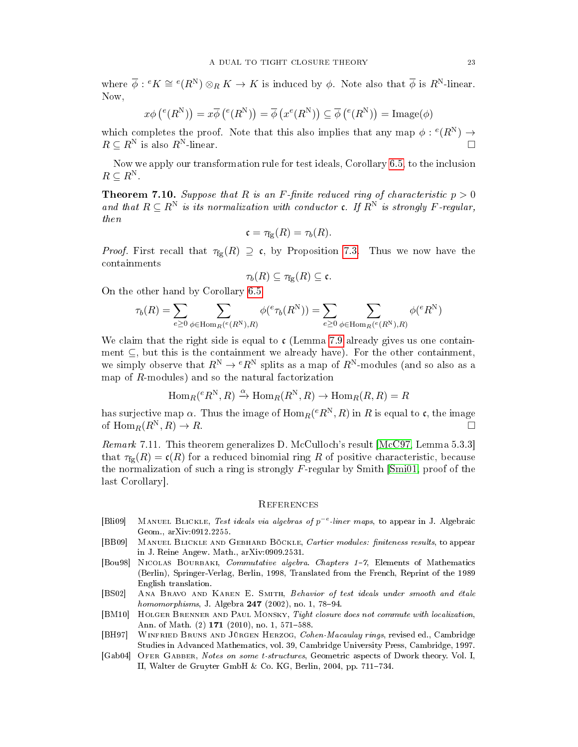where $\overline{\phi} : {}^eK \cong {}^e(R^{\mathrm{N}}) \otimes_R K \to K$ is induced by $\phi$. Note also that $\overline{\phi}$ is $R^{\mathrm{N}}$-linear. Now,

$$x\phi\left({}^e(R^{\mathrm{N}})\right) = x\overline{\phi}\left({}^e(R^{\mathrm{N}})\right) = \overline{\phi}\left(x^e(R^{\mathrm{N}})\right) \subseteq \overline{\phi}\left({}^e(R^{\mathrm{N}})\right) = \mathrm{Image}(\phi)$$

which completes the proof. Note that this also implies that any map $\phi : {}^e(R^{\mathrm{N}}) \to R \subseteq R^{\mathrm{N}}$ is also $R^{\mathrm{N}}$-linear. $\square$

Now we apply our transformation rule for test ideals, Corollary 6.5, to the inclusion $R \subseteq R^{\mathrm{N}}$.

**Theorem 7.10.** *Suppose that $R$ is an $F$-finite reduced ring of characteristic $p > 0$ and that $R \subseteq R^{\mathrm{N}}$ is its normalization with conductor $\mathfrak{c}$. If $R^{\mathrm{N}}$ is strongly $F$-regular, then*

$$\mathfrak{c} = \tau_{\mathrm{fg}}(R) = \tau_b(R).$$

*Proof.* First recall that $\tau_{\mathrm{fg}}(R) \supseteq \mathfrak{c}$, by Proposition 7.3. Thus we now have the containments

$$\tau_b(R) \subseteq \tau_{\mathrm{fg}}(R) \subseteq \mathfrak{c}.$$

On the other hand by Corollary 6.5

$$\tau_b(R) = \sum_{e \geq 0} \sum_{\phi \in \mathrm{Hom}_R({}^e(R^{\mathrm{N}}), R)} \phi({}^e\tau_b(R^{\mathrm{N}})) = \sum_{e \geq 0} \sum_{\phi \in \mathrm{Hom}_R({}^e(R^{\mathrm{N}}), R)} \phi({}^eR^{\mathrm{N}})$$

We claim that the right side is equal to $\mathfrak{c}$ (Lemma 7.9 already gives us one containment $\subseteq$, but this is the containment we already have). For the other containment, we simply observe that $R^{\mathrm{N}} \to {}^eR^{\mathrm{N}}$ splits as a map of $R^{\mathrm{N}}$-modules (and so also as a map of $R$-modules) and so the natural factorization

$$\mathrm{Hom}_R({}^eR^{\mathrm{N}}, R) \xrightarrow{\alpha} \mathrm{Hom}_R(R^{\mathrm{N}}, R) \to \mathrm{Hom}_R(R, R) = R$$

has surjective map $\alpha$. Thus the image of $\mathrm{Hom}_R({}^eR^{\mathrm{N}}, R)$ in $R$ is equal to $\mathfrak{c}$, the image of $\mathrm{Hom}_R(R^{\mathrm{N}}, R) \to R$. $\square$

*Remark* 7.11. This theorem generalizes D. McCulloch's result [McC97, Lemma 5.3.3] that $\tau_{\mathrm{fg}}(R) = \mathfrak{c}(R)$ for a reduced binomial ring $R$ of positive characteristic, because the normalization of such a ring is strongly $F$-regular by Smith [Smi01, proof of the last Corollary].

## References

[Bli09] Manuel Blickle, *Test ideals via algebras of $p^{-e}$-liner maps*, to appear in J. Algebraic Geom., arXiv:0912.2255.

[BB09] Manuel Blickle and Gebhard Böckle, *Cartier modules: finiteness results*, to appear in J. Reine Angew. Math., arXiv:0909.2531.

[Bou98] Nicolas Bourbaki, *Commutative algebra. Chapters 1–7*, Elements of Mathematics (Berlin), Springer-Verlag, Berlin, 1998, Translated from the French, Reprint of the 1989 English translation.

[BS02] Ana Bravo and Karen E. Smith, *Behavior of test ideals under smooth and étale homomorphisms*, J. Algebra **247** (2002), no. 1, 78–94.

[BM10] Holger Brenner and Paul Monsky, *Tight closure does not commute with localization*, Ann. of Math. (2) **171** (2010), no. 1, 571–588.

[BH97] Winfried Bruns and Jürgen Herzog, *Cohen-Macaulay rings*, revised ed., Cambridge Studies in Advanced Mathematics, vol. 39, Cambridge University Press, Cambridge, 1997.

[Gab04] Ofer Gabber, *Notes on some t-structures*, Geometric aspects of Dwork theory. Vol. I, II, Walter de Gruyter GmbH & Co. KG, Berlin, 2004, pp. 711–734.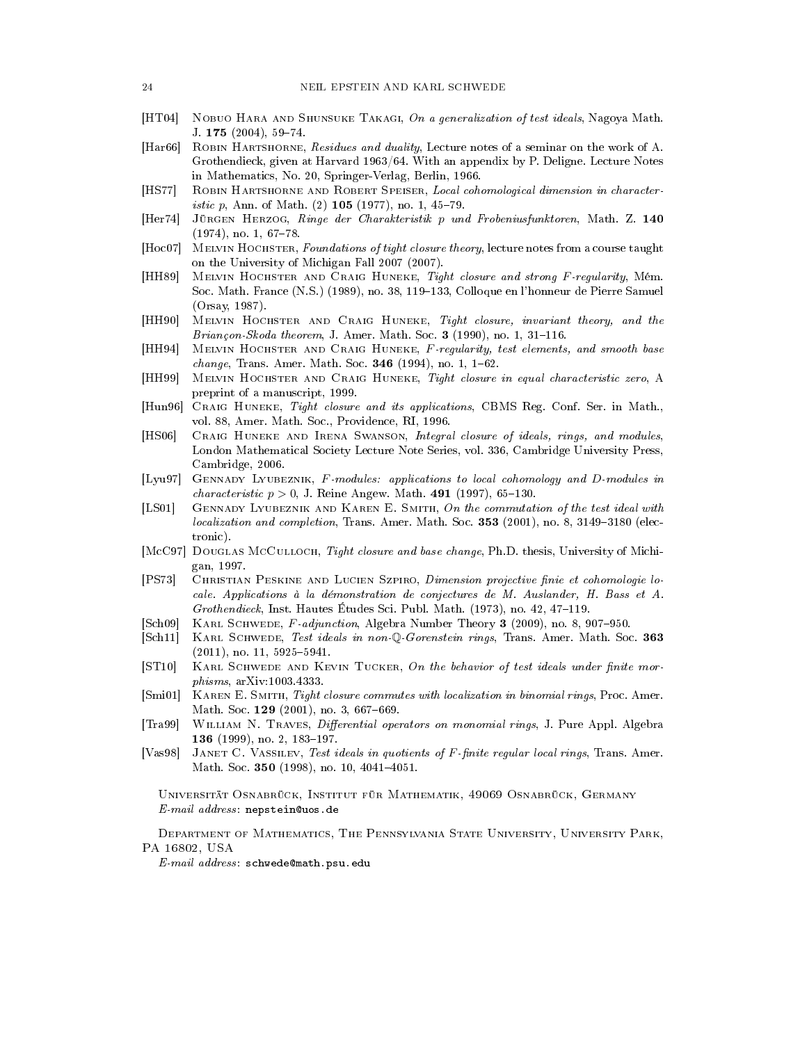[HT04] Nobuo Hara and Shunsuke Takagi, *On a generalization of test ideals*, Nagoya Math. J. **175** (2004), 59–74.

[Har66] Robin Hartshorne, *Residues and duality*, Lecture notes of a seminar on the work of A. Grothendieck, given at Harvard 1963/64. With an appendix by P. Deligne. Lecture Notes in Mathematics, No. 20, Springer-Verlag, Berlin, 1966.

[HS77] Robin Hartshorne and Robert Speiser, *Local cohomological dimension in characteristic p*, Ann. of Math. (2) **105** (1977), no. 1, 45–79.

[Her74] Jürgen Herzog, *Ringe der Charakteristik p und Frobeniusfunktoren*, Math. Z. **140** (1974), no. 1, 67–78.

[Hoc07] Melvin Hochster, *Foundations of tight closure theory*, lecture notes from a course taught on the University of Michigan Fall 2007 (2007).

[HH89] Melvin Hochster and Craig Huneke, *Tight closure and strong F-regularity*, Mém. Soc. Math. France (N.S.) (1989), no. 38, 119–133, Colloque en l'honneur de Pierre Samuel (Orsay, 1987).

[HH90] Melvin Hochster and Craig Huneke, *Tight closure, invariant theory, and the Briançon-Skoda theorem*, J. Amer. Math. Soc. **3** (1990), no. 1, 31–116.

[HH94] Melvin Hochster and Craig Huneke, *F-regularity, test elements, and smooth base change*, Trans. Amer. Math. Soc. **346** (1994), no. 1, 1–62.

[HH99] Melvin Hochster and Craig Huneke, *Tight closure in equal characteristic zero*, A preprint of a manuscript, 1999.

[Hun96] Craig Huneke, *Tight closure and its applications*, CBMS Reg. Conf. Ser. in Math., vol. 88, Amer. Math. Soc., Providence, RI, 1996.

[HS06] Craig Huneke and Irena Swanson, *Integral closure of ideals, rings, and modules*, London Mathematical Society Lecture Note Series, vol. 336, Cambridge University Press, Cambridge, 2006.

[Lyu97] Gennady Lyubeznik, *F-modules: applications to local cohomology and D-modules in characteristic $p > 0$*, J. Reine Angew. Math. **491** (1997), 65–130.

[LS01] Gennady Lyubeznik and Karen E. Smith, *On the commutation of the test ideal with localization and completion*, Trans. Amer. Math. Soc. **353** (2001), no. 8, 3149–3180 (electronic).

[McC97] Douglas McCulloch, *Tight closure and base change*, Ph.D. thesis, University of Michigan, 1997.

[PS73] Christian Peskine and Lucien Szpiro, *Dimension projective finie et cohomologie locale. Applications à la démonstration de conjectures de M. Auslander, H. Bass et A. Grothendieck*, Inst. Hautes Études Sci. Publ. Math. (1973), no. 42, 47–119.

[Sch09] Karl Schwede, *F-adjunction*, Algebra Number Theory **3** (2009), no. 8, 907–950.

[Sch11] Karl Schwede, *Test ideals in non-$\mathbb{Q}$-Gorenstein rings*, Trans. Amer. Math. Soc. **363** (2011), no. 11, 5925–5941.

[ST10] Karl Schwede and Kevin Tucker, *On the behavior of test ideals under finite morphisms*, arXiv:1003.4333.

[Smi01] Karen E. Smith, *Tight closure commutes with localization in binomial rings*, Proc. Amer. Math. Soc. **129** (2001), no. 3, 667–669.

[Tra99] William N. Traves, *Differential operators on monomial rings*, J. Pure Appl. Algebra **136** (1999), no. 2, 183–197.

[Vas98] Janet C. Vassilev, *Test ideals in quotients of F-finite regular local rings*, Trans. Amer. Math. Soc. **350** (1998), no. 10, 4041–4051.

Universität Osnabrück, Institut für Mathematik, 49069 Osnabrück, Germany
*E-mail address*: nepstein@uos.de

Department of Mathematics, The Pennsylvania State University, University Park, PA 16802, USA
*E-mail address*: schwede@math.psu.edu